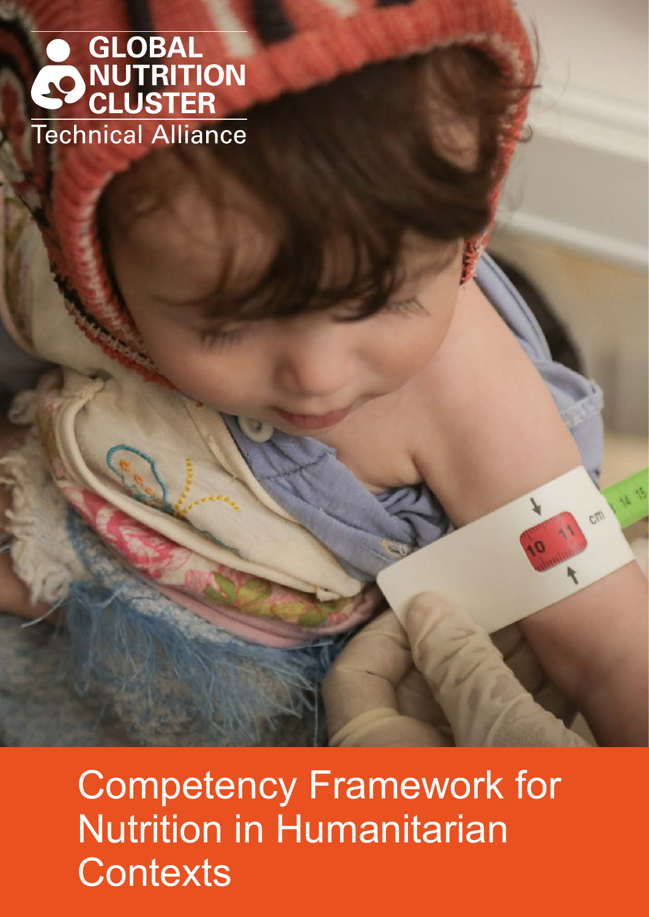GLOBAL NUTRITION CLUSTER

Technical Alliance

# Competency Framework for Nutrition in Humanitarian Contexts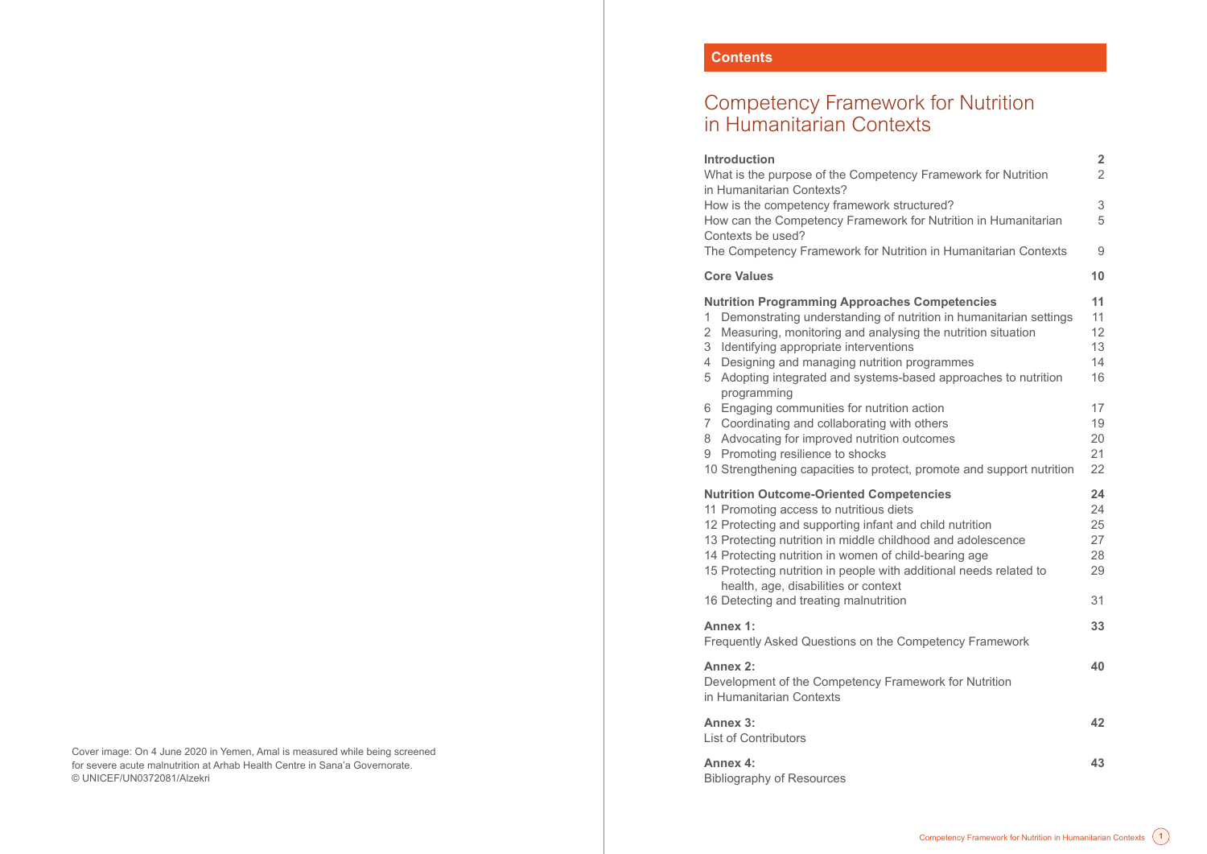Cover image: On 4 June 2020 in Yemen, Amal is measured while being screened for severe acute malnutrition at Arhab Health Centre in Sana'a Governorate. © UNICEF/UN0372081/Alzekri

## Contents

# Competency Framework for Nutrition in Humanitarian Contexts

| | |
|---|---|
| **Introduction** | **2** |
| What is the purpose of the Competency Framework for Nutrition in Humanitarian Contexts? | 2 |
| How is the competency framework structured? | 3 |
| How can the Competency Framework for Nutrition in Humanitarian Contexts be used? | 5 |
| The Competency Framework for Nutrition in Humanitarian Contexts | 9 |
| **Core Values** | **10** |
| **Nutrition Programming Approaches Competencies** | **11** |
| 1 Demonstrating understanding of nutrition in humanitarian settings | 11 |
| 2 Measuring, monitoring and analysing the nutrition situation | 12 |
| 3 Identifying appropriate interventions | 13 |
| 4 Designing and managing nutrition programmes | 14 |
| 5 Adopting integrated and systems-based approaches to nutrition programming | 16 |
| 6 Engaging communities for nutrition action | 17 |
| 7 Coordinating and collaborating with others | 19 |
| 8 Advocating for improved nutrition outcomes | 20 |
| 9 Promoting resilience to shocks | 21 |
| 10 Strengthening capacities to protect, promote and support nutrition | 22 |
| **Nutrition Outcome-Oriented Competencies** | **24** |
| 11 Promoting access to nutritious diets | 24 |
| 12 Protecting and supporting infant and child nutrition | 25 |
| 13 Protecting nutrition in middle childhood and adolescence | 27 |
| 14 Protecting nutrition in women of child-bearing age | 28 |
| 15 Protecting nutrition in people with additional needs related to health, age, disabilities or context | 29 |
| 16 Detecting and treating malnutrition | 31 |
| **Annex 1:** Frequently Asked Questions on the Competency Framework | **33** |
| **Annex 2:** Development of the Competency Framework for Nutrition in Humanitarian Contexts | **40** |
| **Annex 3:** List of Contributors | **42** |
| **Annex 4:** Bibliography of Resources | **43** |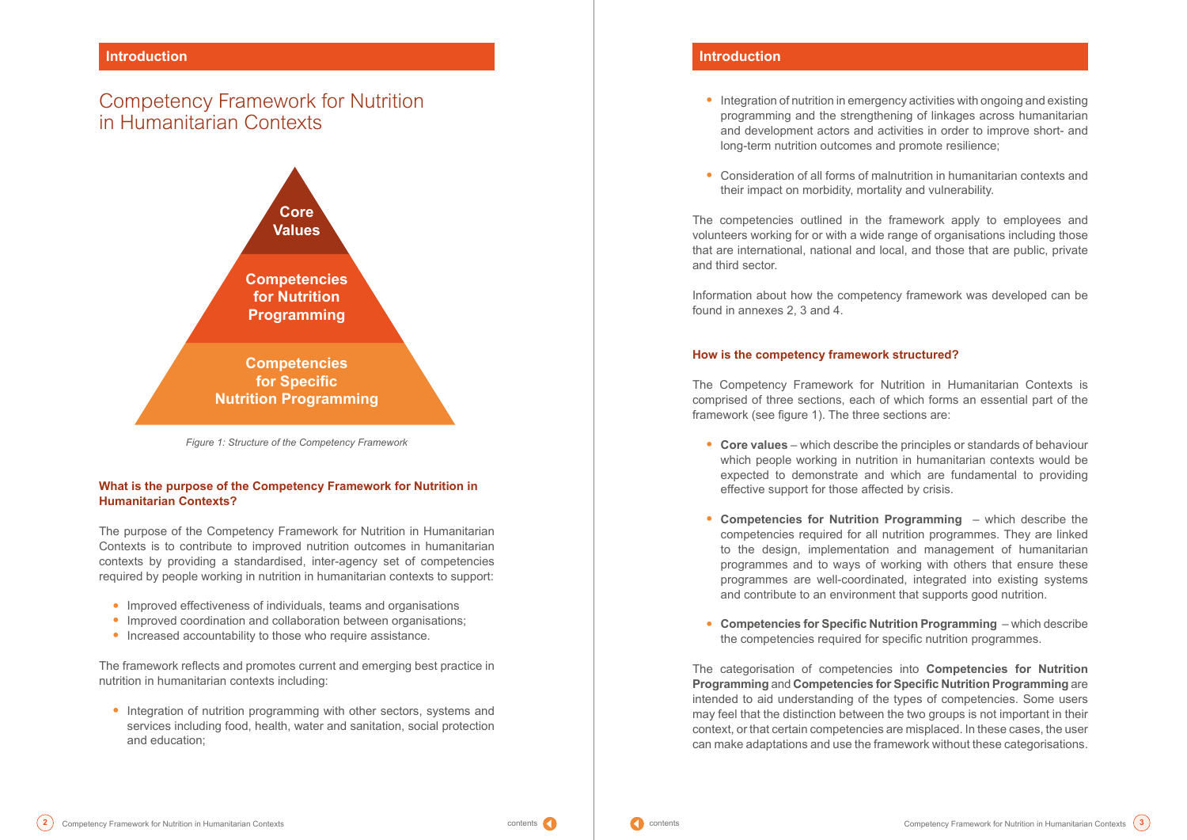## Introduction

# Competency Framework for Nutrition in Humanitarian Contexts

Core Values

Competencies for Nutrition Programming

Competencies for Specific Nutrition Programming

*Figure 1: Structure of the Competency Framework*

### What is the purpose of the Competency Framework for Nutrition in Humanitarian Contexts?

The purpose of the Competency Framework for Nutrition in Humanitarian Contexts is to contribute to improved nutrition outcomes in humanitarian contexts by providing a standardised, inter-agency set of competencies required by people working in nutrition in humanitarian contexts to support:

- Improved effectiveness of individuals, teams and organisations
- Improved coordination and collaboration between organisations;
- Increased accountability to those who require assistance.

The framework reflects and promotes current and emerging best practice in nutrition in humanitarian contexts including:

- Integration of nutrition programming with other sectors, systems and services including food, health, water and sanitation, social protection and education;
- Integration of nutrition in emergency activities with ongoing and existing programming and the strengthening of linkages across humanitarian and development actors and activities in order to improve short- and long-term nutrition outcomes and promote resilience;
- Consideration of all forms of malnutrition in humanitarian contexts and their impact on morbidity, mortality and vulnerability.

The competencies outlined in the framework apply to employees and volunteers working for or with a wide range of organisations including those that are international, national and local, and those that are public, private and third sector.

Information about how the competency framework was developed can be found in annexes 2, 3 and 4.

### How is the competency framework structured?

The Competency Framework for Nutrition in Humanitarian Contexts is comprised of three sections, each of which forms an essential part of the framework (see figure 1). The three sections are:

- **Core values** – which describe the principles or standards of behaviour which people working in nutrition in humanitarian contexts would be expected to demonstrate and which are fundamental to providing effective support for those affected by crisis.
- **Competencies for Nutrition Programming** – which describe the competencies required for all nutrition programmes. They are linked to the design, implementation and management of humanitarian programmes and to ways of working with others that ensure these programmes are well-coordinated, integrated into existing systems and contribute to an environment that supports good nutrition.
- **Competencies for Specific Nutrition Programming** – which describe the competencies required for specific nutrition programmes.

The categorisation of competencies into **Competencies for Nutrition Programming** and **Competencies for Specific Nutrition Programming** are intended to aid understanding of the types of competencies. Some users may feel that the distinction between the two groups is not important in their context, or that certain competencies are misplaced. In these cases, the user can make adaptations and use the framework without these categorisations.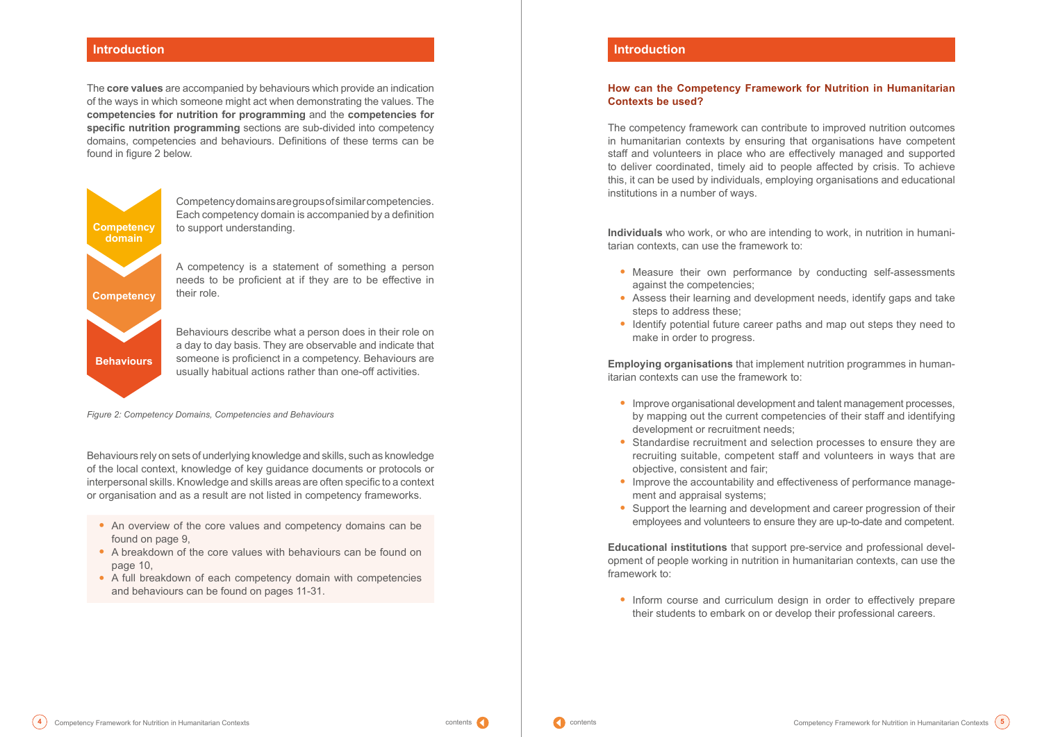## Introduction

The **core values** are accompanied by behaviours which provide an indication of the ways in which someone might act when demonstrating the values. The **competencies for nutrition for programming** and the **competencies for specific nutrition programming** sections are sub-divided into competency domains, competencies and behaviours. Definitions of these terms can be found in figure 2 below.

**Competency domain**

Competency domains are groups of similar competencies. Each competency domain is accompanied by a definition to support understanding.

**Competency**

A competency is a statement of something a person needs to be proficient at if they are to be effective in their role.

**Behaviours**

Behaviours describe what a person does in their role on a day to day basis. They are observable and indicate that someone is proficienct in a competency. Behaviours are usually habitual actions rather than one-off activities.

*Figure 2: Competency Domains, Competencies and Behaviours*

Behaviours rely on sets of underlying knowledge and skills, such as knowledge of the local context, knowledge of key guidance documents or protocols or interpersonal skills. Knowledge and skills areas are often specific to a context or organisation and as a result are not listed in competency frameworks.

- An overview of the core values and competency domains can be found on page 9,
- A breakdown of the core values with behaviours can be found on page 10,
- A full breakdown of each competency domain with competencies and behaviours can be found on pages 11-31.

## Introduction

### How can the Competency Framework for Nutrition in Humanitarian Contexts be used?

The competency framework can contribute to improved nutrition outcomes in humanitarian contexts by ensuring that organisations have competent staff and volunteers in place who are effectively managed and supported to deliver coordinated, timely aid to people affected by crisis. To achieve this, it can be used by individuals, employing organisations and educational institutions in a number of ways.

**Individuals** who work, or who are intending to work, in nutrition in humanitarian contexts, can use the framework to:

- Measure their own performance by conducting self-assessments against the competencies;
- Assess their learning and development needs, identify gaps and take steps to address these;
- Identify potential future career paths and map out steps they need to make in order to progress.

**Employing organisations** that implement nutrition programmes in humanitarian contexts can use the framework to:

- Improve organisational development and talent management processes, by mapping out the current competencies of their staff and identifying development or recruitment needs;
- Standardise recruitment and selection processes to ensure they are recruiting suitable, competent staff and volunteers in ways that are objective, consistent and fair;
- Improve the accountability and effectiveness of performance management and appraisal systems;
- Support the learning and development and career progression of their employees and volunteers to ensure they are up-to-date and competent.

**Educational institutions** that support pre-service and professional development of people working in nutrition in humanitarian contexts, can use the framework to:

- Inform course and curriculum design in order to effectively prepare their students to embark on or develop their professional careers.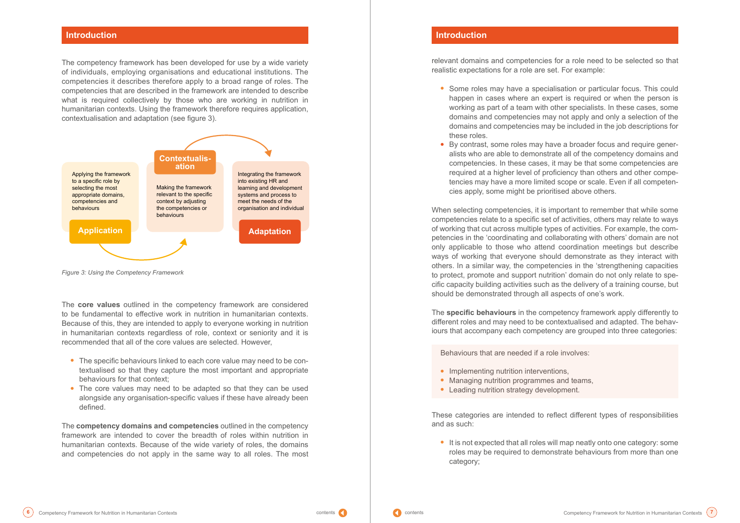## Introduction

The competency framework has been developed for use by a wide variety of individuals, employing organisations and educational institutions. The competencies it describes therefore apply to a broad range of roles. The competencies that are described in the framework are intended to describe what is required collectively by those who are working in nutrition in humanitarian contexts. Using the framework therefore requires application, contextualisation and adaptation (see figure 3).

**Application**: Applying the framework to a specific role by selecting the most appropriate domains, competencies and behaviours

**Contextualisation**: Making the framework relevant to the specific context by adjusting the competencies or behaviours

**Adaptation**: Integrating the framework into existing HR and learning and development systems and process to meet the needs of the organisation and individual

*Figure 3: Using the Competency Framework*

The **core values** outlined in the competency framework are considered to be fundamental to effective work in nutrition in humanitarian contexts. Because of this, they are intended to apply to everyone working in nutrition in humanitarian contexts regardless of role, context or seniority and it is recommended that all of the core values are selected. However,

- The specific behaviours linked to each core value may need to be contextualised so that they capture the most important and appropriate behaviours for that context;
- The core values may need to be adapted so that they can be used alongside any organisation-specific values if these have already been defined.

The **competency domains and competencies** outlined in the competency framework are intended to cover the breadth of roles within nutrition in humanitarian contexts. Because of the wide variety of roles, the domains and competencies do not apply in the same way to all roles. The most relevant domains and competencies for a role need to be selected so that realistic expectations for a role are set. For example:

- Some roles may have a specialisation or particular focus. This could happen in cases where an expert is required or when the person is working as part of a team with other specialists. In these cases, some domains and competencies may not apply and only a selection of the domains and competencies may be included in the job descriptions for these roles.
- By contrast, some roles may have a broader focus and require generalists who are able to demonstrate all of the competency domains and competencies. In these cases, it may be that some competencies are required at a higher level of proficiency than others and other competencies may have a more limited scope or scale. Even if all competencies apply, some might be prioritised above others.

When selecting competencies, it is important to remember that while some competencies relate to a specific set of activities, others may relate to ways of working that cut across multiple types of activities. For example, the competencies in the 'coordinating and collaborating with others' domain are not only applicable to those who attend coordination meetings but describe ways of working that everyone should demonstrate as they interact with others. In a similar way, the competencies in the 'strengthening capacities to protect, promote and support nutrition' domain do not only relate to specific capacity building activities such as the delivery of a training course, but should be demonstrated through all aspects of one's work.

The **specific behaviours** in the competency framework apply differently to different roles and may need to be contextualised and adapted. The behaviours that accompany each competency are grouped into three categories:

Behaviours that are needed if a role involves:

- Implementing nutrition interventions,
- Managing nutrition programmes and teams,
- Leading nutrition strategy development.

These categories are intended to reflect different types of responsibilities and as such:

- It is not expected that all roles will map neatly onto one category: some roles may be required to demonstrate behaviours from more than one category;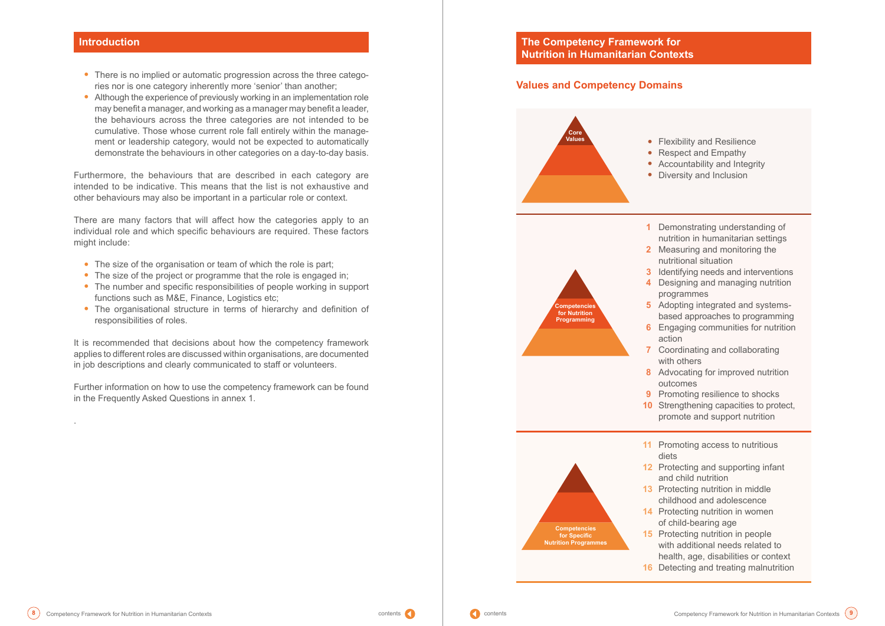## Introduction

- There is no implied or automatic progression across the three categories nor is one category inherently more 'senior' than another;
- Although the experience of previously working in an implementation role may benefit a manager, and working as a manager may benefit a leader, the behaviours across the three categories are not intended to be cumulative. Those whose current role fall entirely within the management or leadership category, would not be expected to automatically demonstrate the behaviours in other categories on a day-to-day basis.

Furthermore, the behaviours that are described in each category are intended to be indicative. This means that the list is not exhaustive and other behaviours may also be important in a particular role or context.

There are many factors that will affect how the categories apply to an individual role and which specific behaviours are required. These factors might include:

- The size of the organisation or team of which the role is part;
- The size of the project or programme that the role is engaged in;
- The number and specific responsibilities of people working in support functions such as M&E, Finance, Logistics etc;
- The organisational structure in terms of hierarchy and definition of responsibilities of roles.

It is recommended that decisions about how the competency framework applies to different roles are discussed within organisations, are documented in job descriptions and clearly communicated to staff or volunteers.

Further information on how to use the competency framework can be found in the Frequently Asked Questions in annex 1.

.

## The Competency Framework for Nutrition in Humanitarian Contexts

### Values and Competency Domains

**Core Values**

- Flexibility and Resilience
- Respect and Empathy
- Accountability and Integrity
- Diversity and Inclusion

**Competencies for Nutrition Programming**

1. Demonstrating understanding of nutrition in humanitarian settings
2. Measuring and monitoring the nutritional situation
3. Identifying needs and interventions
4. Designing and managing nutrition programmes
5. Adopting integrated and systems-based approaches to programming
6. Engaging communities for nutrition action
7. Coordinating and collaborating with others
8. Advocating for improved nutrition outcomes
9. Promoting resilience to shocks
10. Strengthening capacities to protect, promote and support nutrition

**Competencies for Specific Nutrition Programmes**

11. Promoting access to nutritious diets
12. Protecting and supporting infant and child nutrition
13. Protecting nutrition in middle childhood and adolescence
14. Protecting nutrition in women of child-bearing age
15. Protecting nutrition in people with additional needs related to health, age, disabilities or context
16. Detecting and treating malnutrition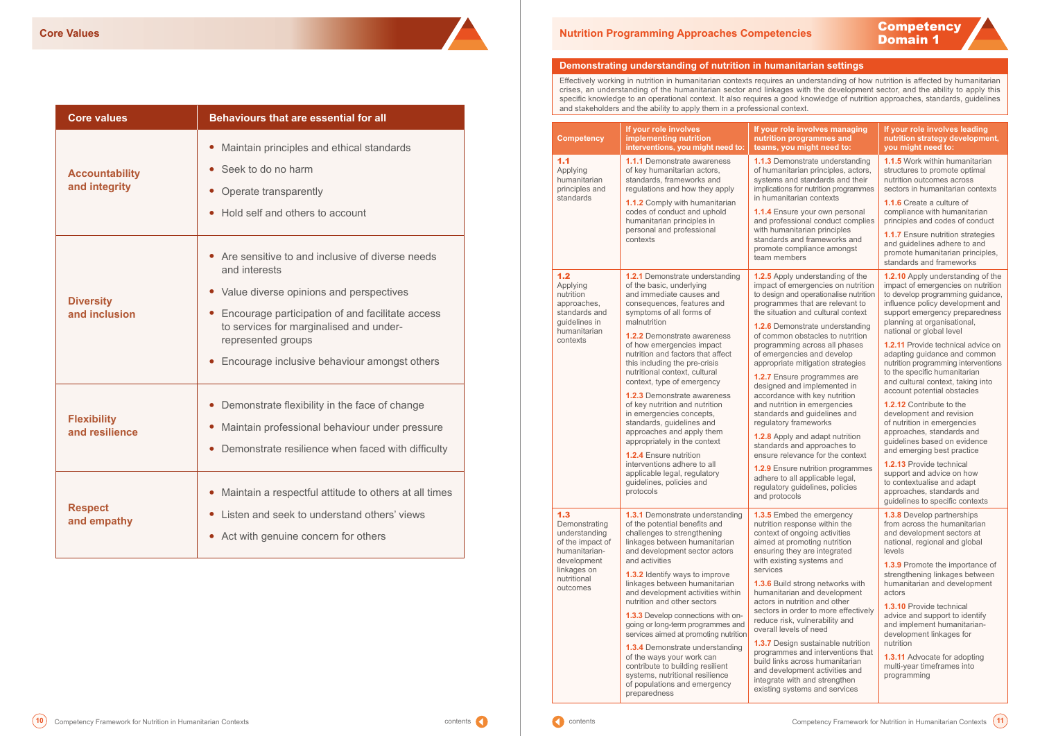## Core Values

| Core values | Behaviours that are essential for all |
|---|---|
| **Accountability and integrity** | • Maintain principles and ethical standards<br>• Seek to do no harm<br>• Operate transparently<br>• Hold self and others to account |
| **Diversity and inclusion** | • Are sensitive to and inclusive of diverse needs and interests<br>• Value diverse opinions and perspectives<br>• Encourage participation of and facilitate access to services for marginalised and under-represented groups<br>• Encourage inclusive behaviour amongst others |
| **Flexibility and resilience** | • Demonstrate flexibility in the face of change<br>• Maintain professional behaviour under pressure<br>• Demonstrate resilience when faced with difficulty |
| **Respect and empathy** | • Maintain a respectful attitude to others at all times<br>• Listen and seek to understand others' views<br>• Act with genuine concern for others |

## Nutrition Programming Approaches Competencies

**Competency Domain 1**

### Demonstrating understanding of nutrition in humanitarian settings

Effectively working in nutrition in humanitarian contexts requires an understanding of how nutrition is affected by humanitarian crises, an understanding of the humanitarian sector and linkages with the development sector, and the ability to apply this specific knowledge to an operational context. It also requires a good knowledge of nutrition approaches, standards, guidelines and stakeholders and the ability to apply them in a professional context.

| Competency | If your role involves implementing nutrition interventions, you might need to: | If your role involves managing nutrition programmes and teams, you might need to: | If your role involves leading nutrition strategy development, you might need to: |
|---|---|---|---|
| **1.1** Applying humanitarian principles and standards | **1.1.1** Demonstrate awareness of key humanitarian actors, standards, frameworks and regulations and how they apply<br>**1.1.2** Comply with humanitarian codes of conduct and uphold humanitarian principles in personal and professional contexts | **1.1.3** Demonstrate understanding of humanitarian principles, actors, systems and standards and their implications for nutrition programmes in humanitarian contexts<br>**1.1.4** Ensure your own personal and professional conduct complies with humanitarian principles standards and frameworks and promote compliance amongst team members | **1.1.5** Work within humanitarian structures to promote optimal nutrition outcomes across sectors in humanitarian contexts<br>**1.1.6** Create a culture of compliance with humanitarian principles and codes of conduct<br>**1.1.7** Ensure nutrition strategies and guidelines adhere to and promote humanitarian principles, standards and frameworks |
| **1.2** Applying nutrition approaches, standards and guidelines in humanitarian contexts | **1.2.1** Demonstrate understanding of the basic, underlying and immediate causes and consequences, features and symptoms of all forms of malnutrition<br>**1.2.2** Demonstrate awareness of how emergencies impact nutrition and factors that affect this including the pre-crisis nutritional context, cultural context, type of emergency<br>**1.2.3** Demonstrate awareness of key nutrition and nutrition in emergencies concepts, standards, guidelines and approaches and apply them appropriately in the context<br>**1.2.4** Ensure nutrition interventions adhere to all applicable legal, regulatory guidelines, policies and protocols | **1.2.5** Apply understanding of the impact of emergencies on nutrition to design and operationalise nutrition programmes that are relevant to the situation and cultural context<br>**1.2.6** Demonstrate understanding of common obstacles to nutrition programming across all phases of emergencies and develop appropriate mitigation strategies<br>**1.2.7** Ensure programmes are designed and implemented in accordance with key nutrition and nutrition in emergencies standards and guidelines and regulatory frameworks<br>**1.2.8** Apply and adapt nutrition standards and approaches to ensure relevance for the context<br>**1.2.9** Ensure nutrition programmes adhere to all applicable legal, regulatory guidelines, policies and protocols | **1.2.10** Apply understanding of the impact of emergencies on nutrition to develop programming guidance, influence policy development and support emergency preparedness planning at organisational, national or global level<br>**1.2.11** Provide technical advice on adapting guidance and common nutrition programming interventions to the specific humanitarian and cultural context, taking into account potential obstacles<br>**1.2.12** Contribute to the development and revision of nutrition in emergencies approaches, standards and guidelines based on evidence and emerging best practice<br>**1.2.13** Provide technical support and advice on how to contextualise and adapt approaches, standards and guidelines to specific contexts |
| **1.3** Demonstrating understanding of the impact of humanitarian-development linkages on nutritional outcomes | **1.3.1** Demonstrate understanding of the potential benefits and challenges to strengthening linkages between humanitarian and development sector actors and activities<br>**1.3.2** Identify ways to improve linkages between humanitarian and development activities within nutrition and other sectors<br>**1.3.3** Develop connections with on-going or long-term programmes and services aimed at promoting nutrition<br>**1.3.4** Demonstrate understanding of the ways your work can contribute to building resilient systems, nutritional resilience of populations and emergency preparedness | **1.3.5** Embed the emergency nutrition response within the context of ongoing activities aimed at promoting nutrition ensuring they are integrated with existing systems and services<br>**1.3.6** Build strong networks with humanitarian and development actors in nutrition and other sectors in order to more effectively reduce risk, vulnerability and overall levels of need<br>**1.3.7** Design sustainable nutrition programmes and interventions that build links across humanitarian and development activities and integrate with and strengthen existing systems and services | **1.3.8** Develop partnerships from across the humanitarian and development sectors at national, regional and global levels<br>**1.3.9** Promote the importance of strengthening linkages between humanitarian and development actors<br>**1.3.10** Provide technical advice and support to identify and implement humanitarian-development linkages for nutrition<br>**1.3.11** Advocate for adopting multi-year timeframes into programming |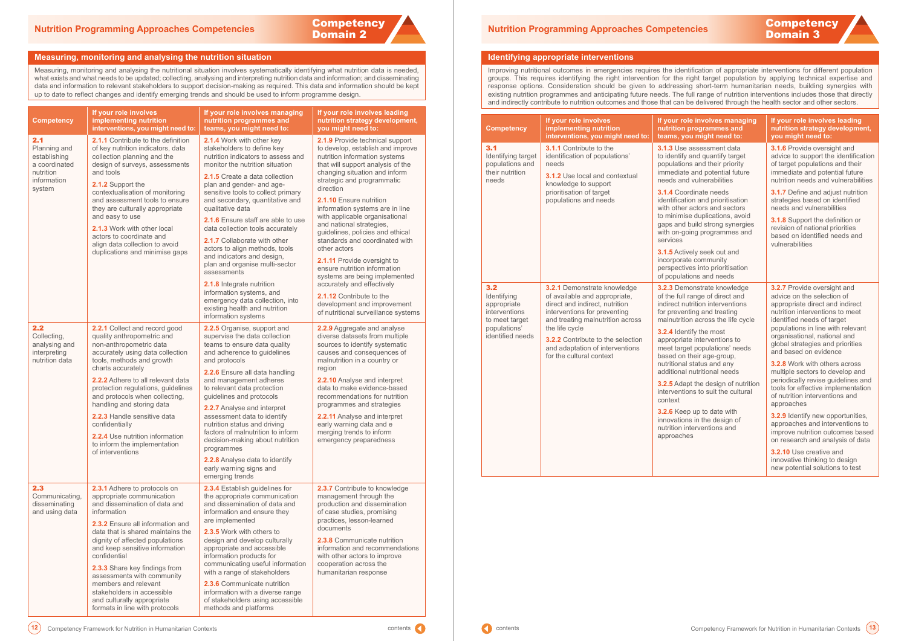## Nutrition Programming Approaches Competencies

**Competency Domain 2**

### Measuring, monitoring and analysing the nutrition situation

Measuring, monitoring and analysing the nutritional situation involves systematically identifying what nutrition data is needed, what exists and what needs to be updated; collecting, analysing and interpreting nutrition data and information; and disseminating data and information to relevant stakeholders to support decision-making as required. This data and information should be kept up to date to reflect changes and identify emerging trends and should be used to inform programme design.

| Competency | If your role involves implementing nutrition interventions, you might need to: | If your role involves managing nutrition programmes and teams, you might need to: | If your role involves leading nutrition strategy development, you might need to: |
|---|---|---|---|
| **2.1** Planning and establishing a coordinated nutrition information system | **2.1.1** Contribute to the definition of key nutrition indicators, data collection planning and the design of surveys, assessments and tools<br><br>**2.1.2** Support the contextualisation of monitoring and assessment tools to ensure they are culturally appropriate and easy to use<br><br>**2.1.3** Work with other local actors to coordinate and align data collection to avoid duplications and minimise gaps | **2.1.4** Work with other stakeholders to define key nutrition indicators to assess and monitor the nutrition situation<br><br>**2.1.5** Create a data collection plan and gender- and age-sensitive tools to collect primary and secondary, quantitative and qualitative data<br><br>**2.1.6** Ensure staff are able to use data collection tools accurately<br><br>**2.1.7** Collaborate with other actors to align methods, tools and indicators and design, plan and organise multi-sector assessments<br><br>**2.1.8** Integrate nutrition information systems, and emergency data collection, into existing health and nutrition information systems | **2.1.9** Provide technical support to develop, establish and improve nutrition information systems that will support analysis of the changing situation and inform strategic and programmatic direction<br><br>**2.1.10** Ensure nutrition information systems are in line with applicable organisational and national strategies, guidelines, policies and ethical standards and coordinated with other actors<br><br>**2.1.11** Provide oversight to ensure nutrition information systems are being implemented accurately and effectively<br><br>**2.1.12** Contribute to the development and improvement of nutritional surveillance systems |
| **2.2** Collecting, analysing and interpreting nutrition data | **2.2.1** Collect and record good quality anthropometric and non-anthropometric data accurately using data collection tools, methods and growth charts accurately<br><br>**2.2.2** Adhere to all relevant data protection regulations, guidelines and protocols when collecting, handling and storing data<br><br>**2.2.3** Handle sensitive data confidentially<br><br>**2.2.4** Use nutrition information to inform the implementation of interventions | **2.2.5** Organise, support and supervise the data collection teams to ensure data quality and adherence to guidelines and protocols<br><br>**2.2.6** Ensure all data handling and management adheres to relevant data protection guidelines and protocols<br><br>**2.2.7** Analyse and interpret assessment data to identify nutrition status and driving factors of malnutrition to inform decision-making about nutrition programmes<br><br>**2.2.8** Analyse data to identify early warning signs and emerging trends | **2.2.9** Aggregate and analyse diverse datasets from multiple sources to identify systematic causes and consequences of malnutrition in a country or region<br><br>**2.2.10** Analyse and interpret data to make evidence-based recommendations for nutrition programmes and strategies<br><br>**2.2.11** Analyse and interpret early warning data and e merging trends to inform emergency preparedness |
| **2.3** Communicating, disseminating and using data | **2.3.1** Adhere to protocols on appropriate communication and dissemination of data and information<br><br>**2.3.2** Ensure all information and data that is shared maintains the dignity of affected populations and keep sensitive information confidential<br><br>**2.3.3** Share key findings from assessments with community members and relevant stakeholders in accessible and culturally appropriate formats in line with protocols | **2.3.4** Establish guidelines for the appropriate communication and dissemination of data and information and ensure they are implemented<br><br>**2.3.5** Work with others to design and develop culturally appropriate and accessible information products for communicating useful information with a range of stakeholders<br><br>**2.3.6** Communicate nutrition information with a diverse range of stakeholders using accessible methods and platforms | **2.3.7** Contribute to knowledge management through the production and dissemination of case studies, promising practices, lesson-learned documents<br><br>**2.3.8** Communicate nutrition information and recommendations with other actors to improve cooperation across the humanitarian response |

## Nutrition Programming Approaches Competencies

**Competency Domain 3**

### Identifying appropriate interventions

Improving nutritional outcomes in emergencies requires the identification of appropriate interventions for different population groups. This requires identifying the right intervention for the right target population by applying technical expertise and response options. Consideration should be given to addressing short-term humanitarian needs, building synergies with existing nutrition programmes and anticipating future needs. The full range of nutrition interventions includes those that directly and indirectly contribute to nutrition outcomes and those that can be delivered through the health sector and other sectors.

| Competency | If your role involves implementing nutrition interventions, you might need to: | If your role involves managing nutrition programmes and teams, you might need to: | If your role involves leading nutrition strategy development, you might need to: |
|---|---|---|---|
| **3.1** Identifying target populations and their nutrition needs | **3.1.1** Contribute to the identification of populations' needs<br><br>**3.1.2** Use local and contextual knowledge to support prioritisation of target populations and needs | **3.1.3** Use assessment data to identify and quantify target populations and their priority immediate and potential future needs and vulnerabilities<br><br>**3.1.4** Coordinate needs identification and prioritisation with other actors and sectors to minimise duplications, avoid gaps and build strong synergies with on-going programmes and services<br><br>**3.1.5** Actively seek out and incorporate community perspectives into prioritisation of populations and needs | **3.1.6** Provide oversight and advice to support the identification of target populations and their immediate and potential future nutrition needs and vulnerabilities<br><br>**3.1.7** Define and adjust nutrition strategies based on identified needs and vulnerabilities<br><br>**3.1.8** Support the definition or revision of national priorities based on identified needs and vulnerabilities |
| **3.2** Identifying appropriate interventions to meet target populations' identified needs | **3.2.1** Demonstrate knowledge of available and appropriate, direct and indirect, nutrition interventions for preventing and treating malnutrition across the life cycle<br><br>**3.2.2** Contribute to the selection and adaptation of interventions for the cultural context | **3.2.3** Demonstrate knowledge of the full range of direct and indirect nutrition interventions for preventing and treating malnutrition across the life cycle<br><br>**3.2.4** Identify the most appropriate interventions to meet target populations' needs based on their age-group, nutritional status and any additional nutritional needs<br><br>**3.2.5** Adapt the design of nutrition interventions to suit the cultural context<br><br>**3.2.6** Keep up to date with innovations in the design of nutrition interventions and approaches | **3.2.7** Provide oversight and advice on the selection of appropriate direct and indirect nutrition interventions to meet identified needs of target populations in line with relevant organisational, national and global strategies and priorities and based on evidence<br><br>**3.2.8** Work with others across multiple sectors to develop and periodically revise guidelines and tools for effective implementation of nutrition interventions and approaches<br><br>**3.2.9** Identify new opportunities, approaches and interventions to improve nutrition outcomes based on research and analysis of data<br><br>**3.2.10** Use creative and innovative thinking to design new potential solutions to test |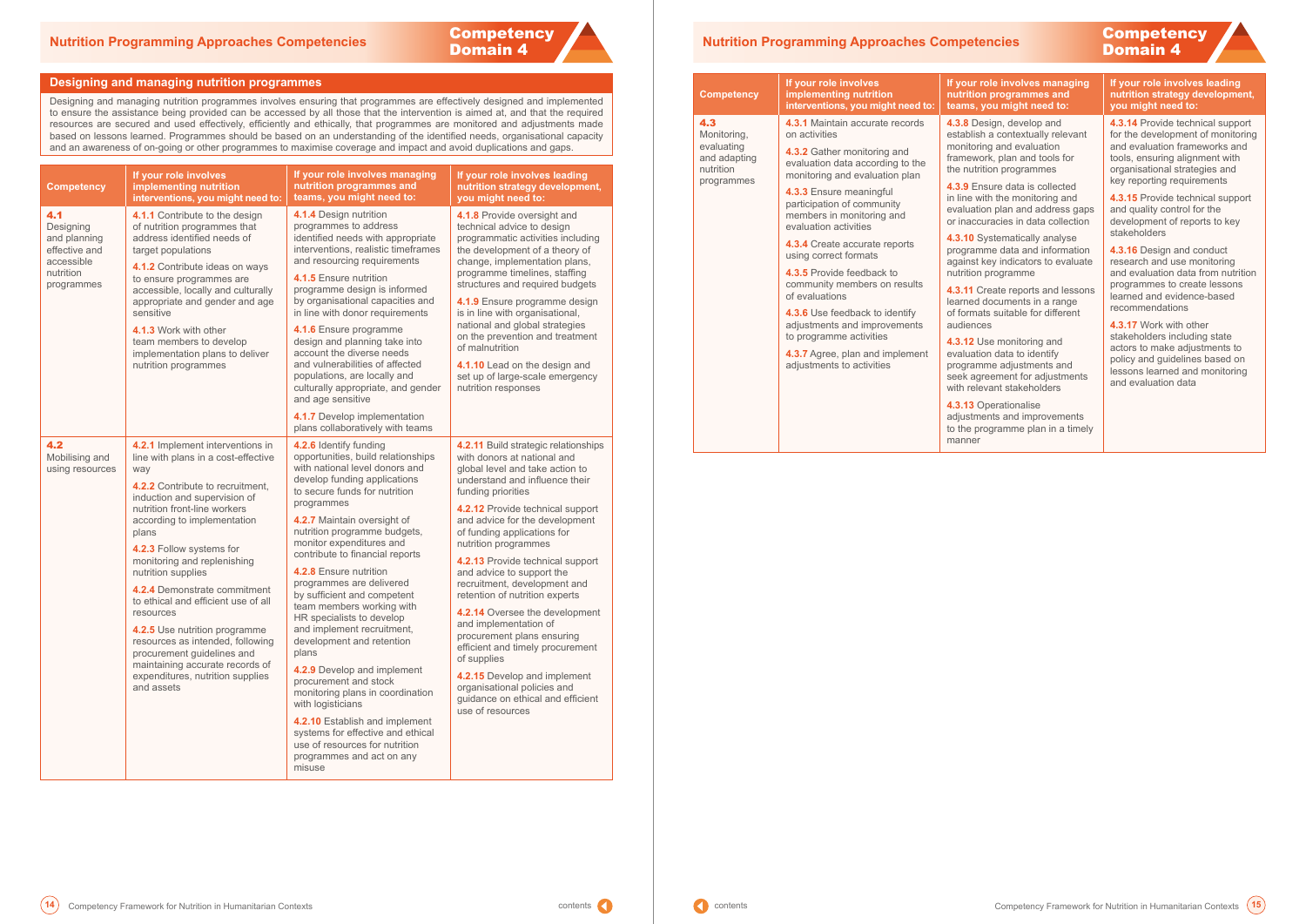## Competency Domain 4

### Nutrition Programming Approaches Competencies

#### Designing and managing nutrition programmes

Designing and managing nutrition programmes involves ensuring that programmes are effectively designed and implemented to ensure the assistance being provided can be accessed by all those that the intervention is aimed at, and that the required resources are secured and used effectively, efficiently and ethically, that programmes are monitored and adjustments made based on lessons learned. Programmes should be based on an understanding of the identified needs, organisational capacity and an awareness of on-going or other programmes to maximise coverage and impact and avoid duplications and gaps.

| Competency | If your role involves implementing nutrition interventions, you might need to: | If your role involves managing nutrition programmes and teams, you might need to: | If your role involves leading nutrition strategy development, you might need to: |
|---|---|---|---|
| **4.1** Designing and planning effective and accessible nutrition programmes | **4.1.1** Contribute to the design of nutrition programmes that address identified needs of target populations<br><br>**4.1.2** Contribute ideas on ways to ensure programmes are accessible, locally and culturally appropriate and gender and age sensitive<br><br>**4.1.3** Work with other team members to develop implementation plans to deliver nutrition programmes | **4.1.4** Design nutrition programmes to address identified needs with appropriate interventions, realistic timeframes and resourcing requirements<br><br>**4.1.5** Ensure nutrition programme design is informed by organisational capacities and in line with donor requirements<br><br>**4.1.6** Ensure programme design and planning take into account the diverse needs and vulnerabilities of affected populations, are locally and culturally appropriate, and gender and age sensitive<br><br>**4.1.7** Develop implementation plans collaboratively with teams | **4.1.8** Provide oversight and technical advice to design programmatic activities including the development of a theory of change, implementation plans, programme timelines, staffing structures and required budgets<br><br>**4.1.9** Ensure programme design is in line with organisational, national and global strategies on the prevention and treatment of malnutrition<br><br>**4.1.10** Lead on the design and set up of large-scale emergency nutrition responses |
| **4.2** Mobilising and using resources | **4.2.1** Implement interventions in line with plans in a cost-effective way<br><br>**4.2.2** Contribute to recruitment, induction and supervision of nutrition front-line workers according to implementation plans<br><br>**4.2.3** Follow systems for monitoring and replenishing nutrition supplies<br><br>**4.2.4** Demonstrate commitment to ethical and efficient use of all resources<br><br>**4.2.5** Use nutrition programme resources as intended, following procurement guidelines and maintaining accurate records of expenditures, nutrition supplies and assets | **4.2.6** Identify funding opportunities, build relationships with national level donors and develop funding applications to secure funds for nutrition programmes<br><br>**4.2.7** Maintain oversight of nutrition programme budgets, monitor expenditures and contribute to financial reports<br><br>**4.2.8** Ensure nutrition programmes are delivered by sufficient and competent team members working with HR specialists to develop and implement recruitment, development and retention plans<br><br>**4.2.9** Develop and implement procurement and stock monitoring plans in coordination with logisticians<br><br>**4.2.10** Establish and implement systems for effective and ethical use of resources for nutrition programmes and act on any misuse | **4.2.11** Build strategic relationships with donors at national and global level and take action to understand and influence their funding priorities<br><br>**4.2.12** Provide technical support and advice for the development of funding applications for nutrition programmes<br><br>**4.2.13** Provide technical support and advice to support the recruitment, development and retention of nutrition experts<br><br>**4.2.14** Oversee the development and implementation of procurement plans ensuring efficient and timely procurement of supplies<br><br>**4.2.15** Develop and implement organisational policies and guidance on ethical and efficient use of resources |
| **4.3** Monitoring, evaluating and adapting nutrition programmes | **4.3.1** Maintain accurate records on activities<br><br>**4.3.2** Gather monitoring and evaluation data according to the monitoring and evaluation plan<br><br>**4.3.3** Ensure meaningful participation of community members in monitoring and evaluation activities<br><br>**4.3.4** Create accurate reports using correct formats<br><br>**4.3.5** Provide feedback to community members on results of evaluations<br><br>**4.3.6** Use feedback to identify adjustments and improvements to programme activities<br><br>**4.3.7** Agree, plan and implement adjustments to activities | **4.3.8** Design, develop and establish a contextually relevant monitoring and evaluation framework, plan and tools for the nutrition programmes<br><br>**4.3.9** Ensure data is collected in line with the monitoring and evaluation plan and address gaps or inaccuracies in data collection<br><br>**4.3.10** Systematically analyse programme data and information against key indicators to evaluate nutrition programme<br><br>**4.3.11** Create reports and lessons learned documents in a range of formats suitable for different audiences<br><br>**4.3.12** Use monitoring and evaluation data to identify programme adjustments and seek agreement for adjustments with relevant stakeholders<br><br>**4.3.13** Operationalise adjustments and improvements to the programme plan in a timely manner | **4.3.14** Provide technical support for the development of monitoring and evaluation frameworks and tools, ensuring alignment with organisational strategies and key reporting requirements<br><br>**4.3.15** Provide technical support and quality control for the development of reports to key stakeholders<br><br>**4.3.16** Design and conduct research and use monitoring and evaluation data from nutrition programmes to create lessons learned and evidence-based recommendations<br><br>**4.3.17** Work with other stakeholders including state actors to make adjustments to policy and guidelines based on lessons learned and monitoring and evaluation data |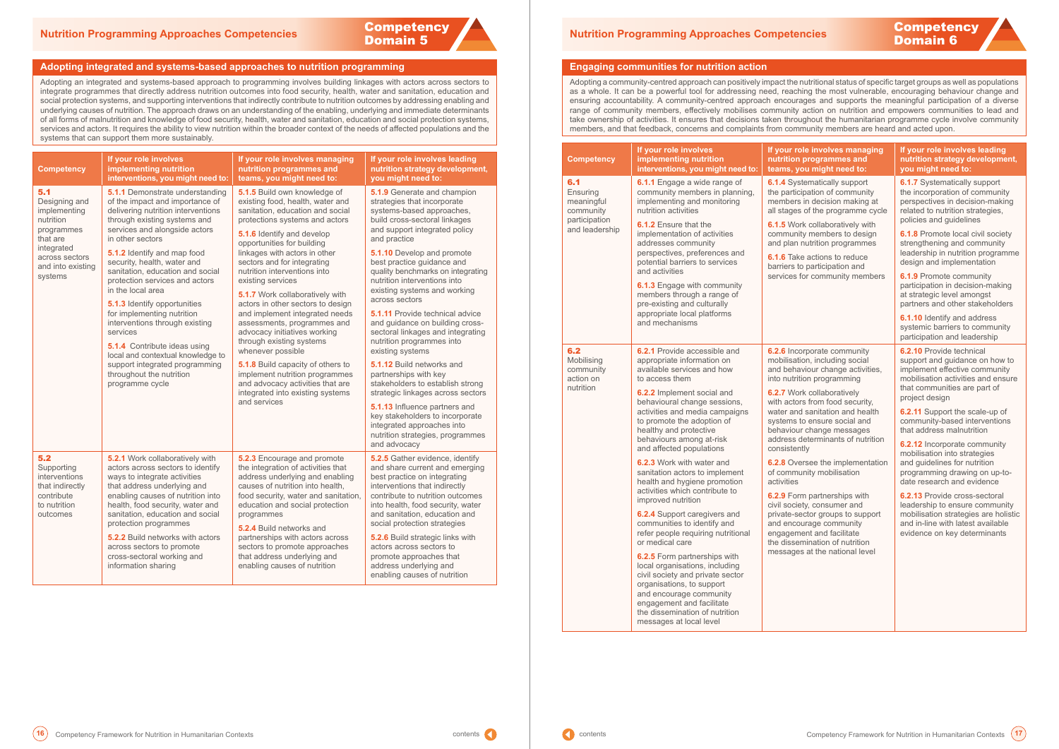## Competency Domain 5

### Adopting integrated and systems-based approaches to nutrition programming

Adopting an integrated and systems-based approach to programming involves building linkages with actors across sectors to integrate programmes that directly address nutrition outcomes into food security, health, water and sanitation, education and social protection systems, and supporting interventions that indirectly contribute to nutrition outcomes by addressing enabling and underlying causes of nutrition. The approach draws on an understanding of the enabling, underlying and immediate determinants of all forms of malnutrition and knowledge of food security, health, water and sanitation, education and social protection systems, services and actors. It requires the ability to view nutrition within the broader context of the needs of affected populations and the systems that can support them more sustainably.

| Competency | If your role involves implementing nutrition interventions, you might need to: | If your role involves managing nutrition programmes and teams, you might need to: | If your role involves leading nutrition strategy development, you might need to: |
|---|---|---|---|
| **5.1** Designing and implementing nutrition programmes that are integrated across sectors and into existing systems | **5.1.1** Demonstrate understanding of the impact and importance of delivering nutrition interventions through existing systems and services and alongside actors in other sectors<br><br>**5.1.2** Identify and map food security, health, water and sanitation, education and social protection services and actors in the local area<br><br>**5.1.3** Identify opportunities for implementing nutrition interventions through existing services<br><br>**5.1.4** Contribute ideas using local and contextual knowledge to support integrated programming throughout the nutrition programme cycle | **5.1.5** Build own knowledge of existing food, health, water and sanitation, education and social protections systems and actors<br><br>**5.1.6** Identify and develop opportunities for building linkages with actors in other sectors and for integrating nutrition interventions into existing services<br><br>**5.1.7** Work collaboratively with actors in other sectors to design and implement integrated needs assessments, programmes and advocacy initiatives working through existing systems whenever possible<br><br>**5.1.8** Build capacity of others to implement nutrition programmes and advocacy activities that are integrated into existing systems and services | **5.1.9** Generate and champion strategies that incorporate systems-based approaches, build cross-sectoral linkages and support integrated policy and practice<br><br>**5.1.10** Develop and promote best practice guidance and quality benchmarks on integrating nutrition interventions into existing systems and working across sectors<br><br>**5.1.11** Provide technical advice and guidance on building cross-sectoral linkages and integrating nutrition programmes into existing systems<br><br>**5.1.12** Build networks and partnerships with key stakeholders to establish strong strategic linkages across sectors<br><br>**5.1.13** Influence partners and key stakeholders to incorporate integrated approaches into nutrition strategies, programmes and advocacy |
| **5.2** Supporting interventions that indirectly contribute to nutrition outcomes | **5.2.1** Work collaboratively with actors across sectors to identify ways to integrate activities that address underlying and enabling causes of nutrition into health, food security, water and sanitation, education and social protection programmes<br><br>**5.2.2** Build networks with actors across sectors to promote cross-sectoral working and information sharing | **5.2.3** Encourage and promote the integration of activities that address underlying and enabling causes of nutrition into health, food security, water and sanitation, education and social protection programmes<br><br>**5.2.4** Build networks and partnerships with actors across sectors to promote approaches that address underlying and enabling causes of nutrition | **5.2.5** Gather evidence, identify and share current and emerging best practice on integrating interventions that indirectly contribute to nutrition outcomes into health, food security, water and sanitation, education and social protection strategies<br><br>**5.2.6** Build strategic links with actors across sectors to promote approaches that address underlying and enabling causes of nutrition |

## Competency Domain 6

### Engaging communities for nutrition action

Adopting a community-centred approach can positively impact the nutritional status of specific target groups as well as populations as a whole. It can be a powerful tool for addressing need, reaching the most vulnerable, encouraging behaviour change and ensuring accountability. A community-centred approach encourages and supports the meaningful participation of a diverse range of community members, effectively mobilises community action on nutrition and empowers communities to lead and take ownership of activities. It ensures that decisions taken throughout the humanitarian programme cycle involve community members, and that feedback, concerns and complaints from community members are heard and acted upon.

| Competency | If your role involves implementing nutrition interventions, you might need to: | If your role involves managing nutrition programmes and teams, you might need to: | If your role involves leading nutrition strategy development, you might need to: |
|---|---|---|---|
| **6.1** Ensuring meaningful community participation and leadership | **6.1.1** Engage a wide range of community members in planning, implementing and monitoring nutrition activities<br><br>**6.1.2** Ensure that the implementation of activities addresses community perspectives, preferences and potential barriers to services and activities<br><br>**6.1.3** Engage with community members through a range of pre-existing and culturally appropriate local platforms and mechanisms | **6.1.4** Systematically support the participation of community members in decision making at all stages of the programme cycle<br><br>**6.1.5** Work collaboratively with community members to design and plan nutrition programmes<br><br>**6.1.6** Take actions to reduce barriers to participation and services for community members | **6.1.7** Systematically support the incorporation of community perspectives in decision-making related to nutrition strategies, policies and guidelines<br><br>**6.1.8** Promote local civil society strengthening and community leadership in nutrition programme design and implementation<br><br>**6.1.9** Promote community participation in decision-making at strategic level amongst partners and other stakeholders<br><br>**6.1.10** Identify and address systemic barriers to community participation and leadership |
| **6.2** Mobilising community action on nutrition | **6.2.1** Provide accessible and appropriate information on available services and how to access them<br><br>**6.2.2** Implement social and behavioural change sessions, activities and media campaigns to promote the adoption of healthy and protective behaviours among at-risk and affected populations<br><br>**6.2.3** Work with water and sanitation actors to implement health and hygiene promotion activities which contribute to improved nutrition<br><br>**6.2.4** Support caregivers and communities to identify and refer people requiring nutritional or medical care<br><br>**6.2.5** Form partnerships with local organisations, including civil society and private sector organisations, to support and encourage community engagement and facilitate the dissemination of nutrition messages at local level | **6.2.6** Incorporate community mobilisation, including social and behaviour change activities, into nutrition programming<br><br>**6.2.7** Work collaboratively with actors from food security, water and sanitation and health systems to ensure social and behaviour change messages address determinants of nutrition consistently<br><br>**6.2.8** Oversee the implementation of community mobilisation activities<br><br>**6.2.9** Form partnerships with civil society, consumer and private-sector groups to support and encourage community engagement and facilitate the dissemination of nutrition messages at the national level | **6.2.10** Provide technical support and guidance on how to implement effective community mobilisation activities and ensure that communities are part of project design<br><br>**6.2.11** Support the scale-up of community-based interventions that address malnutrition<br><br>**6.2.12** Incorporate community mobilisation into strategies and guidelines for nutrition programming drawing on up-to-date research and evidence<br><br>**6.2.13** Provide cross-sectoral leadership to ensure community mobilisation strategies are holistic and in-line with latest available evidence on key determinants |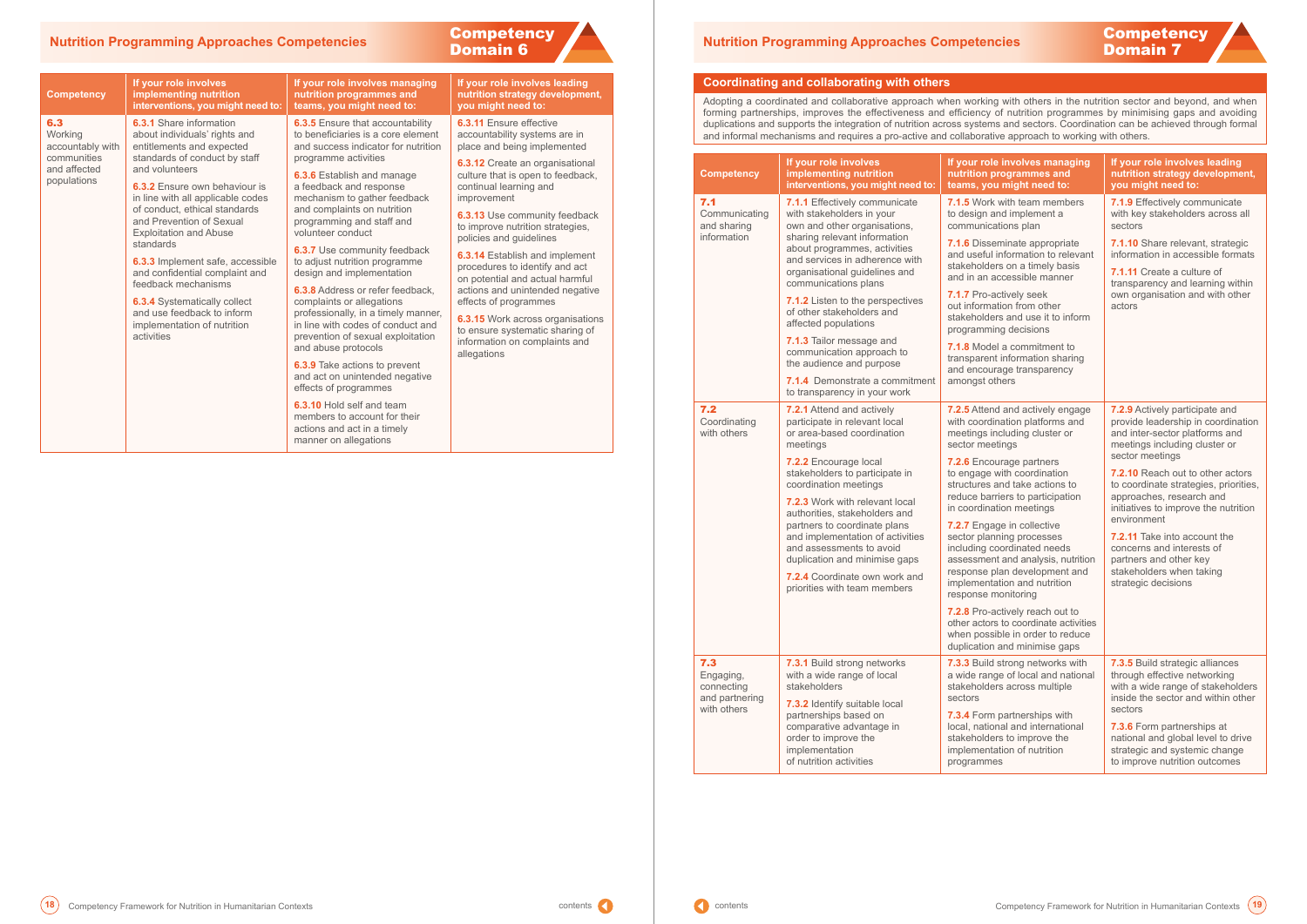## Nutrition Programming Approaches Competencies

**Competency Domain 6**

| Competency | If your role involves implementing nutrition interventions, you might need to: | If your role involves managing nutrition programmes and teams, you might need to: | If your role involves leading nutrition strategy development, you might need to: |
|---|---|---|---|
| **6.3** Working accountably with communities and affected populations | **6.3.1** Share information about individuals' rights and entitlements and expected standards of conduct by staff and volunteers<br><br>**6.3.2** Ensure own behaviour is in line with all applicable codes of conduct, ethical standards and Prevention of Sexual Exploitation and Abuse standards<br><br>**6.3.3** Implement safe, accessible and confidential complaint and feedback mechanisms<br><br>**6.3.4** Systematically collect and use feedback to inform implementation of nutrition activities | **6.3.5** Ensure that accountability to beneficiaries is a core element and success indicator for nutrition programme activities<br><br>**6.3.6** Establish and manage a feedback and response mechanism to gather feedback and complaints on nutrition programming and staff and volunteer conduct<br><br>**6.3.7** Use community feedback to adjust nutrition programme design and implementation<br><br>**6.3.8** Address or refer feedback, complaints or allegations professionally, in a timely manner, in line with codes of conduct and prevention of sexual exploitation and abuse protocols<br><br>**6.3.9** Take actions to prevent and act on unintended negative effects of programmes<br><br>**6.3.10** Hold self and team members to account for their actions and act in a timely manner on allegations | **6.3.11** Ensure effective accountability systems are in place and being implemented<br><br>**6.3.12** Create an organisational culture that is open to feedback, continual learning and improvement<br><br>**6.3.13** Use community feedback to improve nutrition strategies, policies and guidelines<br><br>**6.3.14** Establish and implement procedures to identify and act on potential and actual harmful actions and unintended negative effects of programmes<br><br>**6.3.15** Work across organisations to ensure systematic sharing of information on complaints and allegations |

## Nutrition Programming Approaches Competencies

**Competency Domain 7**

### Coordinating and collaborating with others

Adopting a coordinated and collaborative approach when working with others in the nutrition sector and beyond, and when forming partnerships, improves the effectiveness and efficiency of nutrition programmes by minimising gaps and avoiding duplications and supports the integration of nutrition across systems and sectors. Coordination can be achieved through formal and informal mechanisms and requires a pro-active and collaborative approach to working with others.

| Competency | If your role involves implementing nutrition interventions, you might need to: | If your role involves managing nutrition programmes and teams, you might need to: | If your role involves leading nutrition strategy development, you might need to: |
|---|---|---|---|
| **7.1** Communicating and sharing information | **7.1.1** Effectively communicate with stakeholders in your own and other organisations, sharing relevant information about programmes, activities and services in adherence with organisational guidelines and communications plans<br><br>**7.1.2** Listen to the perspectives of other stakeholders and affected populations<br><br>**7.1.3** Tailor message and communication approach to the audience and purpose<br><br>**7.1.4** Demonstrate a commitment to transparency in your work | **7.1.5** Work with team members to design and implement a communications plan<br><br>**7.1.6** Disseminate appropriate and useful information to relevant stakeholders on a timely basis and in an accessible manner<br><br>**7.1.7** Pro-actively seek out information from other stakeholders and use it to inform programming decisions<br><br>**7.1.8** Model a commitment to transparent information sharing and encourage transparency amongst others | **7.1.9** Effectively communicate with key stakeholders across all sectors<br><br>**7.1.10** Share relevant, strategic information in accessible formats<br><br>**7.1.11** Create a culture of transparency and learning within own organisation and with other actors |
| **7.2** Coordinating with others | **7.2.1** Attend and actively participate in relevant local or area-based coordination meetings<br><br>**7.2.2** Encourage local stakeholders to participate in coordination meetings<br><br>**7.2.3** Work with relevant local authorities, stakeholders and partners to coordinate plans and implementation of activities and assessments to avoid duplication and minimise gaps<br><br>**7.2.4** Coordinate own work and priorities with team members | **7.2.5** Attend and actively engage with coordination platforms and meetings including cluster or sector meetings<br><br>**7.2.6** Encourage partners to engage with coordination structures and take actions to reduce barriers to participation in coordination meetings<br><br>**7.2.7** Engage in collective sector planning processes including coordinated needs assessment and analysis, nutrition response plan development and implementation and nutrition response monitoring<br><br>**7.2.8** Pro-actively reach out to other actors to coordinate activities when possible in order to reduce duplication and minimise gaps | **7.2.9** Actively participate and provide leadership in coordination and inter-sector platforms and meetings including cluster or sector meetings<br><br>**7.2.10** Reach out to other actors to coordinate strategies, priorities, approaches, research and initiatives to improve the nutrition environment<br><br>**7.2.11** Take into account the concerns and interests of partners and other key stakeholders when taking strategic decisions |
| **7.3** Engaging, connecting and partnering with others | **7.3.1** Build strong networks with a wide range of local stakeholders<br><br>**7.3.2** Identify suitable local partnerships based on comparative advantage in order to improve the implementation of nutrition activities | **7.3.3** Build strong networks with a wide range of local and national stakeholders across multiple sectors<br><br>**7.3.4** Form partnerships with local, national and international stakeholders to improve the implementation of nutrition programmes | **7.3.5** Build strategic alliances through effective networking with a wide range of stakeholders inside the sector and within other sectors<br><br>**7.3.6** Form partnerships at national and global level to drive strategic and systemic change to improve nutrition outcomes |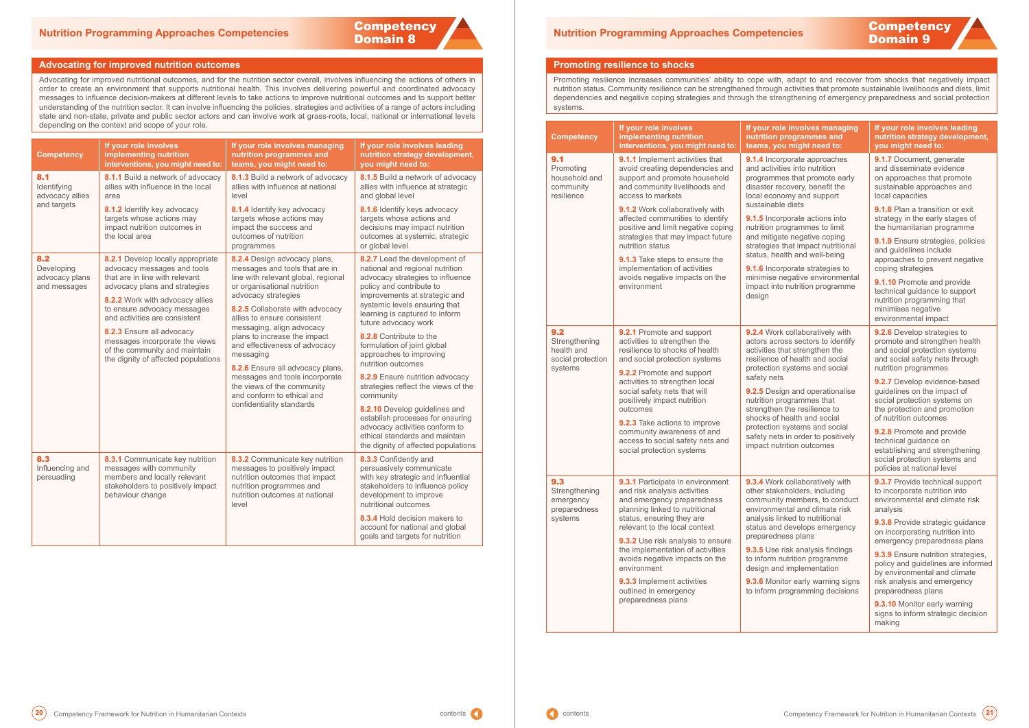## Nutrition Programming Approaches Competencies

**Competency Domain 8**

### Advocating for improved nutrition outcomes

Advocating for improved nutritional outcomes, and for the nutrition sector overall, involves influencing the actions of others in order to create an environment that supports nutritional health. This involves delivering powerful and coordinated advocacy messages to influence decision-makers at different levels to take actions to improve nutritional outcomes and to support better understanding of the nutrition sector. It can involve influencing the policies, strategies and activities of a range of actors including state and non-state, private and public sector actors and can involve work at grass-roots, local, national or international levels depending on the context and scope of your role.

| Competency | If your role involves implementing nutrition interventions, you might need to: | If your role involves managing nutrition programmes and teams, you might need to: | If your role involves leading nutrition strategy development, you might need to: |
|---|---|---|---|
| **8.1** Identifying advocacy allies and targets | **8.1.1** Build a network of advocacy allies with influence in the local area<br><br>**8.1.2** Identify key advocacy targets whose actions may impact nutrition outcomes in the local area | **8.1.3** Build a network of advocacy allies with influence at national level<br><br>**8.1.4** Identify key advocacy targets whose actions may impact the success and outcomes of nutrition programmes | **8.1.5** Build a network of advocacy allies with influence at strategic and global level<br><br>**8.1.6** Identify keys advocacy targets whose actions and decisions may impact nutrition outcomes at systemic, strategic or global level |
| **8.2** Developing advocacy plans and messages | **8.2.1** Develop locally appropriate advocacy messages and tools that are in line with relevant advocacy plans and strategies<br><br>**8.2.2** Work with advocacy allies to ensure advocacy messages and activities are consistent<br><br>**8.2.3** Ensure all advocacy messages incorporate the views of the community and maintain the dignity of affected populations | **8.2.4** Design advocacy plans, messages and tools that are in line with relevant global, regional or organisational nutrition advocacy strategies<br><br>**8.2.5** Collaborate with advocacy allies to ensure consistent messaging, align advocacy plans to increase the impact and effectiveness of advocacy messaging<br><br>**8.2.6** Ensure all advocacy plans, messages and tools incorporate the views of the community and conform to ethical and confidentiality standards | **8.2.7** Lead the development of national and regional nutrition advocacy strategies to influence policy and contribute to improvements at strategic and systemic levels ensuring that learning is captured to inform future advocacy work<br><br>**8.2.8** Contribute to the formulation of joint global approaches to improving nutrition outcomes<br><br>**8.2.9** Ensure nutrition advocacy strategies reflect the views of the community<br><br>**8.2.10** Develop guidelines and establish processes for ensuring advocacy activities conform to ethical standards and maintain the dignity of affected populations |
| **8.3** Influencing and persuading | **8.3.1** Communicate key nutrition messages with community members and locally relevant stakeholders to positively impact behaviour change | **8.3.2** Communicate key nutrition messages to positively impact nutrition outcomes that impact nutrition programmes and nutrition outcomes at national level | **8.3.3** Confidently and persuasively communicate with key strategic and influential stakeholders to influence policy development to improve nutritional outcomes<br><br>**8.3.4** Hold decision makers to account for national and global goals and targets for nutrition |

## Nutrition Programming Approaches Competencies

**Competency Domain 9**

### Promoting resilience to shocks

Promoting resilience increases communities' ability to cope with, adapt to and recover from shocks that negatively impact nutrition status. Community resilience can be strengthened through activities that promote sustainable livelihoods and diets, limit dependencies and negative coping strategies and through the strengthening of emergency preparedness and social protection systems.

| Competency | If your role involves implementing nutrition interventions, you might need to: | If your role involves managing nutrition programmes and teams, you might need to: | If your role involves leading nutrition strategy development, you might need to: |
|---|---|---|---|
| **9.1** Promoting household and community resilience | **9.1.1** Implement activities that avoid creating dependencies and support and promote household and community livelihoods and access to markets<br><br>**9.1.2** Work collaboratively with affected communities to identify positive and limit negative coping strategies that may impact future nutrition status<br><br>**9.1.3** Take steps to ensure the implementation of activities avoids negative impacts on the environment | **9.1.4** Incorporate approaches and activities into nutrition programmes that promote early disaster recovery, benefit the local economy and support sustainable diets<br><br>**9.1.5** Incorporate actions into nutrition programmes to limit and mitigate negative coping strategies that impact nutritional status, health and well-being<br><br>**9.1.6** Incorporate strategies to minimise negative environmental impact into nutrition programme design | **9.1.7** Document, generate and disseminate evidence on approaches that promote sustainable approaches and local capacities<br><br>**9.1.8** Plan a transition or exit strategy in the early stages of the humanitarian programme<br><br>**9.1.9** Ensure strategies, policies and guidelines include approaches to prevent negative coping strategies<br><br>**9.1.10** Promote and provide technical guidance to support nutrition programming that minimises negative environmental impact |
| **9.2** Strengthening health and social protection systems | **9.2.1** Promote and support activities to strengthen the resilience to shocks of health and social protection systems<br><br>**9.2.2** Promote and support activities to strengthen local social safety nets that will positively impact nutrition outcomes<br><br>**9.2.3** Take actions to improve community awareness of and access to social safety nets and social protection systems | **9.2.4** Work collaboratively with actors across sectors to identify activities that strengthen the resilience of health and social protection systems and social safety nets<br><br>**9.2.5** Design and operationalise nutrition programmes that strengthen the resilience to shocks of health and social protection systems and social safety nets in order to positively impact nutrition outcomes | **9.2.6** Develop strategies to promote and strengthen health and social protection systems and social safety nets through nutrition programmes<br><br>**9.2.7** Develop evidence-based guidelines on the impact of social protection systems on the protection and promotion of nutrition outcomes<br><br>**9.2.8** Promote and provide technical guidance on establishing and strengthening social protection systems and policies at national level |
| **9.3** Strengthening emergency preparedness systems | **9.3.1** Participate in environment and risk analysis activities and emergency preparedness planning linked to nutritional status, ensuring they are relevant to the local context<br><br>**9.3.2** Use risk analysis to ensure the implementation of activities avoids negative impacts on the environment<br><br>**9.3.3** Implement activities outlined in emergency preparedness plans | **9.3.4** Work collaboratively with other stakeholders, including community members, to conduct environmental and climate risk analysis linked to nutritional status and develops emergency preparedness plans<br><br>**9.3.5** Use risk analysis findings to inform nutrition programme design and implementation<br><br>**9.3.6** Monitor early warning signs to inform programming decisions | **9.3.7** Provide technical support to incorporate nutrition into environmental and climate risk analysis<br><br>**9.3.8** Provide strategic guidance on incorporating nutrition into emergency preparedness plans<br><br>**9.3.9** Ensure nutrition strategies, policy and guidelines are informed by environmental and climate risk analysis and emergency preparedness plans<br><br>**9.3.10** Monitor early warning signs to inform strategic decision making |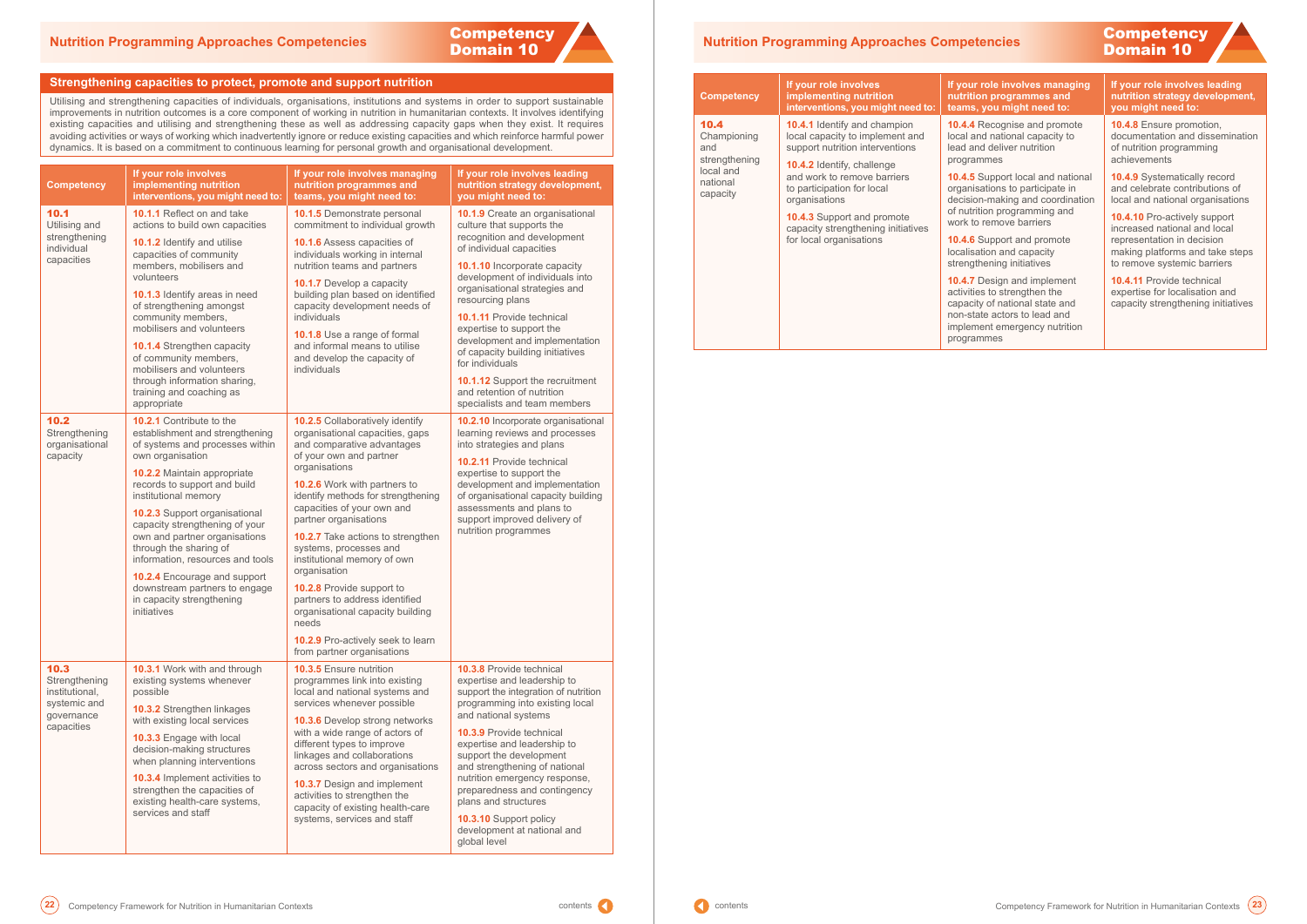## Nutrition Programming Approaches Competencies

**Competency Domain 10**

### Strengthening capacities to protect, promote and support nutrition

Utilising and strengthening capacities of individuals, organisations, institutions and systems in order to support sustainable improvements in nutrition outcomes is a core component of working in nutrition in humanitarian contexts. It involves identifying existing capacities and utilising and strengthening these as well as addressing capacity gaps when they exist. It requires avoiding activities or ways of working which inadvertently ignore or reduce existing capacities and which reinforce harmful power dynamics. It is based on a commitment to continuous learning for personal growth and organisational development.

| Competency | If your role involves implementing nutrition interventions, you might need to: | If your role involves managing nutrition programmes and teams, you might need to: | If your role involves leading nutrition strategy development, you might need to: |
|---|---|---|---|
| **10.1** Utilising and strengthening individual capacities | **10.1.1** Reflect on and take actions to build own capacities<br>**10.1.2** Identify and utilise capacities of community members, mobilisers and volunteers<br>**10.1.3** Identify areas in need of strengthening amongst community members, mobilisers and volunteers<br>**10.1.4** Strengthen capacity of community members, mobilisers and volunteers through information sharing, training and coaching as appropriate | **10.1.5** Demonstrate personal commitment to individual growth<br>**10.1.6** Assess capacities of individuals working in internal nutrition teams and partners<br>**10.1.7** Develop a capacity building plan based on identified capacity development needs of individuals<br>**10.1.8** Use a range of formal and informal means to utilise and develop the capacity of individuals | **10.1.9** Create an organisational culture that supports the recognition and development of individual capacities<br>**10.1.10** Incorporate capacity development of individuals into organisational strategies and resourcing plans<br>**10.1.11** Provide technical expertise to support the development and implementation of capacity building initiatives for individuals<br>**10.1.12** Support the recruitment and retention of nutrition specialists and team members |
| **10.2** Strengthening organisational capacity | **10.2.1** Contribute to the establishment and strengthening of systems and processes within own organisation<br>**10.2.2** Maintain appropriate records to support and build institutional memory<br>**10.2.3** Support organisational capacity strengthening of your own and partner organisations through the sharing of information, resources and tools<br>**10.2.4** Encourage and support downstream partners to engage in capacity strengthening initiatives | **10.2.5** Collaboratively identify organisational capacities, gaps and comparative advantages of your own and partner organisations<br>**10.2.6** Work with partners to identify methods for strengthening capacities of your own and partner organisations<br>**10.2.7** Take actions to strengthen systems, processes and institutional memory of own organisation<br>**10.2.8** Provide support to partners to address identified organisational capacity building needs<br>**10.2.9** Pro-actively seek to learn from partner organisations | **10.2.10** Incorporate organisational learning reviews and processes into strategies and plans<br>**10.2.11** Provide technical expertise to support the development and implementation of organisational capacity building assessments and plans to support improved delivery of nutrition programmes |
| **10.3** Strengthening institutional, systemic and governance capacities | **10.3.1** Work with and through existing systems whenever possible<br>**10.3.2** Strengthen linkages with existing local services<br>**10.3.3** Engage with local decision-making structures when planning interventions<br>**10.3.4** Implement activities to strengthen the capacities of existing health-care systems, services and staff | **10.3.5** Ensure nutrition programmes link into existing local and national systems and services whenever possible<br>**10.3.6** Develop strong networks with a wide range of actors of different types to improve linkages and collaborations across sectors and organisations<br>**10.3.7** Design and implement activities to strengthen the capacity of existing health-care systems, services and staff | **10.3.8** Provide technical expertise and leadership to support the integration of nutrition programming into existing local and national systems<br>**10.3.9** Provide technical expertise and leadership to support the development and strengthening of national nutrition emergency response, preparedness and contingency plans and structures<br>**10.3.10** Support policy development at national and global level |
| **10.4** Championing and strengthening local and national capacity | **10.4.1** Identify and champion local capacity to implement and support nutrition interventions<br>**10.4.2** Identify, challenge and work to remove barriers to participation for local organisations<br>**10.4.3** Support and promote capacity strengthening initiatives for local organisations | **10.4.4** Recognise and promote local and national capacity to lead and deliver nutrition programmes<br>**10.4.5** Support local and national organisations to participate in decision-making and coordination of nutrition programming and work to remove barriers<br>**10.4.6** Support and promote localisation and capacity strengthening initiatives<br>**10.4.7** Design and implement activities to strengthen the capacity of national state and non-state actors to lead and implement emergency nutrition programmes | **10.4.8** Ensure promotion, documentation and dissemination of nutrition programming achievements<br>**10.4.9** Systematically record and celebrate contributions of local and national organisations<br>**10.4.10** Pro-actively support increased national and local representation in decision making platforms and take steps to remove systemic barriers<br>**10.4.11** Provide technical expertise for localisation and capacity strengthening initiatives |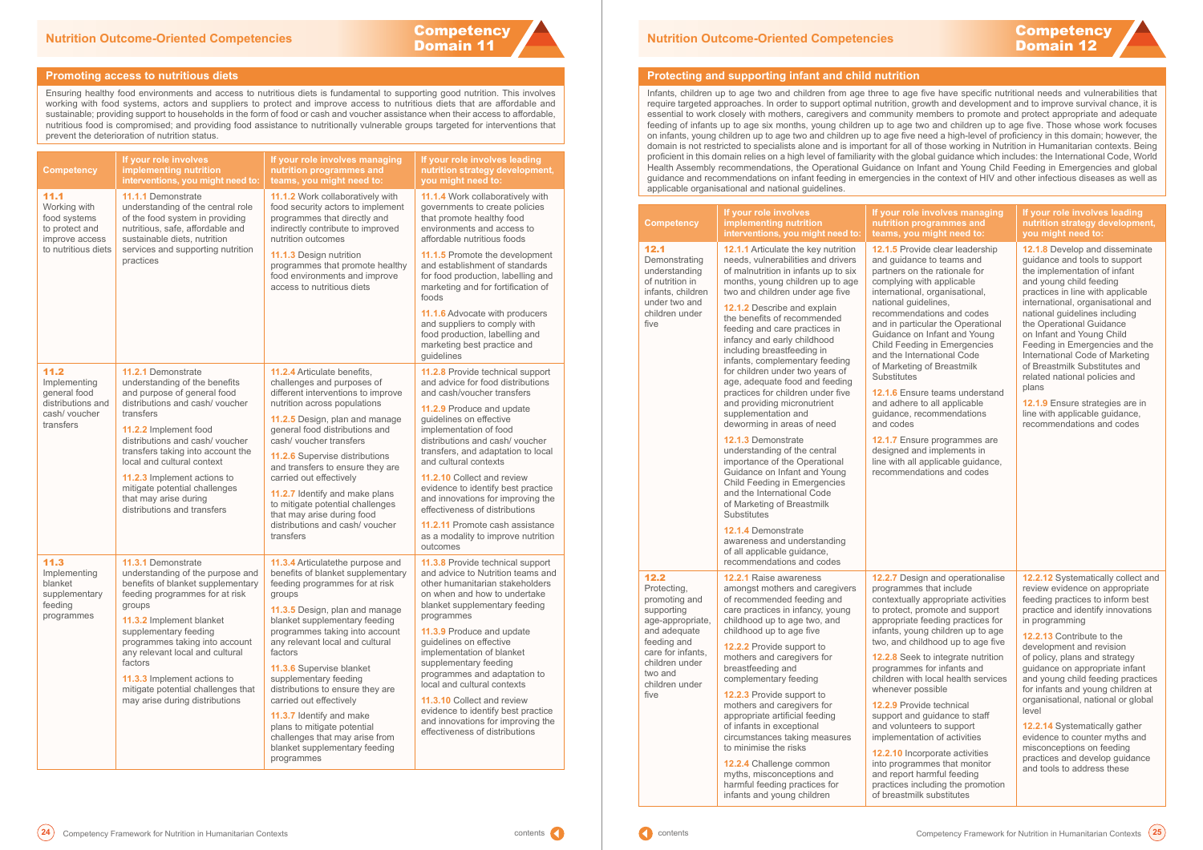## Nutrition Outcome-Oriented Competencies

**Competency Domain 11**

### Promoting access to nutritious diets

Ensuring healthy food environments and access to nutritious diets is fundamental to supporting good nutrition. This involves working with food systems, actors and suppliers to protect and improve access to nutritious diets that are affordable and sustainable; providing support to households in the form of food or cash and voucher assistance when their access to affordable, nutritious food is compromised; and providing food assistance to nutritionally vulnerable groups targeted for interventions that prevent the deterioration of nutrition status.

| Competency | If your role involves implementing nutrition interventions, you might need to: | If your role involves managing nutrition programmes and teams, you might need to: | If your role involves leading nutrition strategy development, you might need to: |
|---|---|---|---|
| **11.1** Working with food systems to protect and improve access to nutritious diets | **11.1.1** Demonstrate understanding of the central role of the food system in providing nutritious, safe, affordable and sustainable diets, nutrition services and supporting nutrition practices | **11.1.2** Work collaboratively with food security actors to implement programmes that directly and indirectly contribute to improved nutrition outcomes<br><br>**11.1.3** Design nutrition programmes that promote healthy food environments and improve access to nutritious diets | **11.1.4** Work collaboratively with governments to create policies that promote healthy food environments and access to affordable nutritious foods<br><br>**11.1.5** Promote the development and establishment of standards for food production, labelling and marketing and for fortification of foods<br><br>**11.1.6** Advocate with producers and suppliers to comply with food production, labelling and marketing best practice and guidelines |
| **11.2** Implementing general food distributions and cash/ voucher transfers | **11.2.1** Demonstrate understanding of the benefits and purpose of general food distributions and cash/ voucher transfers<br><br>**11.2.2** Implement food distributions and cash/ voucher transfers taking into account the local and cultural context<br><br>**11.2.3** Implement actions to mitigate potential challenges that may arise during distributions and transfers | **11.2.4** Articulate benefits, challenges and purposes of different interventions to improve nutrition across populations<br><br>**11.2.5** Design, plan and manage general food distributions and cash/ voucher transfers<br><br>**11.2.6** Supervise distributions and transfers to ensure they are carried out effectively<br><br>**11.2.7** Identify and make plans to mitigate potential challenges that may arise during food distributions and cash/ voucher transfers | **11.2.8** Provide technical support and advice for food distributions and cash/voucher transfers<br><br>**11.2.9** Produce and update guidelines on effective implementation of food distributions and cash/ voucher transfers, and adaptation to local and cultural contexts<br><br>**11.2.10** Collect and review evidence to identify best practice and innovations for improving the effectiveness of distributions<br><br>**11.2.11** Promote cash assistance as a modality to improve nutrition outcomes |
| **11.3** Implementing blanket supplementary feeding programmes | **11.3.1** Demonstrate understanding of the purpose and benefits of blanket supplementary feeding programmes for at risk groups<br><br>**11.3.2** Implement blanket supplementary feeding programmes taking into account any relevant local and cultural factors<br><br>**11.3.3** Implement actions to mitigate potential challenges that may arise during distributions | **11.3.4** Articulatethe purpose and benefits of blanket supplementary feeding programmes for at risk groups<br><br>**11.3.5** Design, plan and manage blanket supplementary feeding programmes taking into account any relevant local and cultural factors<br><br>**11.3.6** Supervise blanket supplementary feeding distributions to ensure they are carried out effectively<br><br>**11.3.7** Identify and make plans to mitigate potential challenges that may arise from blanket supplementary feeding programmes | **11.3.8** Provide technical support and advice to Nutrition teams and other humanitarian stakeholders on when and how to undertake blanket supplementary feeding programmes<br><br>**11.3.9** Produce and update guidelines on effective implementation of blanket supplementary feeding programmes and adaptation to local and cultural contexts<br><br>**11.3.10** Collect and review evidence to identify best practice and innovations for improving the effectiveness of distributions |

## Nutrition Outcome-Oriented Competencies

**Competency Domain 12**

### Protecting and supporting infant and child nutrition

Infants, children up to age two and children from age three to age five have specific nutritional needs and vulnerabilities that require targeted approaches. In order to support optimal nutrition, growth and development and to improve survival chance, it is essential to work closely with mothers, caregivers and community members to promote and protect appropriate and adequate feeding of infants up to age six months, young children up to age two and children up to age five. Those whose work focuses on infants, young children up to age two and children up to age five need a high-level of proficiency in this domain; however, the domain is not restricted to specialists alone and is important for all of those working in Nutrition in Humanitarian contexts. Being proficient in this domain relies on a high level of familiarity with the global guidance which includes: the International Code, World Health Assembly recommendations, the Operational Guidance on Infant and Young Child Feeding in Emergencies and global guidance and recommendations on infant feeding in emergencies in the context of HIV and other infectious diseases as well as applicable organisational and national guidelines.

| Competency | If your role involves implementing nutrition interventions, you might need to: | If your role involves managing nutrition programmes and teams, you might need to: | If your role involves leading nutrition strategy development, you might need to: |
|---|---|---|---|
| **12.1** Demonstrating understanding of nutrition in infants, children under two and children under five | **12.1.1** Articulate the key nutrition needs, vulnerabilities and drivers of malnutrition in infants up to six months, young children up to age two and children under age five<br><br>**12.1.2** Describe and explain the benefits of recommended feeding and care practices in infancy and early childhood including breastfeeding in infants, complementary feeding for children under two years of age, adequate food and feeding practices for children under five and providing micronutrient supplementation and deworming in areas of need<br><br>**12.1.3** Demonstrate understanding of the central importance of the Operational Guidance on Infant and Young Child Feeding in Emergencies and the International Code of Marketing of Breastmilk Substitutes<br><br>**12.1.4** Demonstrate awareness and understanding of all applicable guidance, recommendations and codes | **12.1.5** Provide clear leadership and guidance to teams and partners on the rationale for complying with applicable international, organisational, national guidelines, recommendations and codes and in particular the Operational Guidance on Infant and Young Child Feeding in Emergencies and the International Code of Marketing of Breastmilk Substitutes<br><br>**12.1.6** Ensure teams understand and adhere to all applicable guidance, recommendations and codes<br><br>**12.1.7** Ensure programmes are designed and implements in line with all applicable guidance, recommendations and codes | **12.1.8** Develop and disseminate guidance and tools to support the implementation of infant and young child feeding practices in line with applicable international, organisational and national guidelines including the Operational Guidance on Infant and Young Child Feeding in Emergencies and the International Code of Marketing of Breastmilk Substitutes and related national policies and plans<br><br>**12.1.9** Ensure strategies are in line with applicable guidance, recommendations and codes |
| **12.2** Protecting, promoting and supporting age-appropriate, and adequate feeding and care for infants, children under two and children under five | **12.2.1** Raise awareness amongst mothers and caregivers of recommended feeding and care practices in infancy, young childhood up to age two, and childhood up to age five<br><br>**12.2.2** Provide support to mothers and caregivers for breastfeeding and complementary feeding<br><br>**12.2.3** Provide support to mothers and caregivers for appropriate artificial feeding of infants in exceptional circumstances taking measures to minimise the risks<br><br>**12.2.4** Challenge common myths, misconceptions and harmful feeding practices for infants and young children | **12.2.7** Design and operationalise programmes that include contextually appropriate activities to protect, promote and support appropriate feeding practices for infants, young children up to age two, and childhood up to age five<br><br>**12.2.8** Seek to integrate nutrition programmes for infants and children with local health services whenever possible<br><br>**12.2.9** Provide technical support and guidance to staff and volunteers to support implementation of activities<br><br>**12.2.10** Incorporate activities into programmes that monitor and report harmful feeding practices including the promotion of breastmilk substitutes | **12.2.12** Systematically collect and review evidence on appropriate feeding practices to inform best practice and identify innovations in programming<br><br>**12.2.13** Contribute to the development and revision of policy, plans and strategy guidance on appropriate infant and young child feeding practices for infants and young children at organisational, national or global level<br><br>**12.2.14** Systematically gather evidence to counter myths and misconceptions on feeding practices and develop guidance and tools to address these |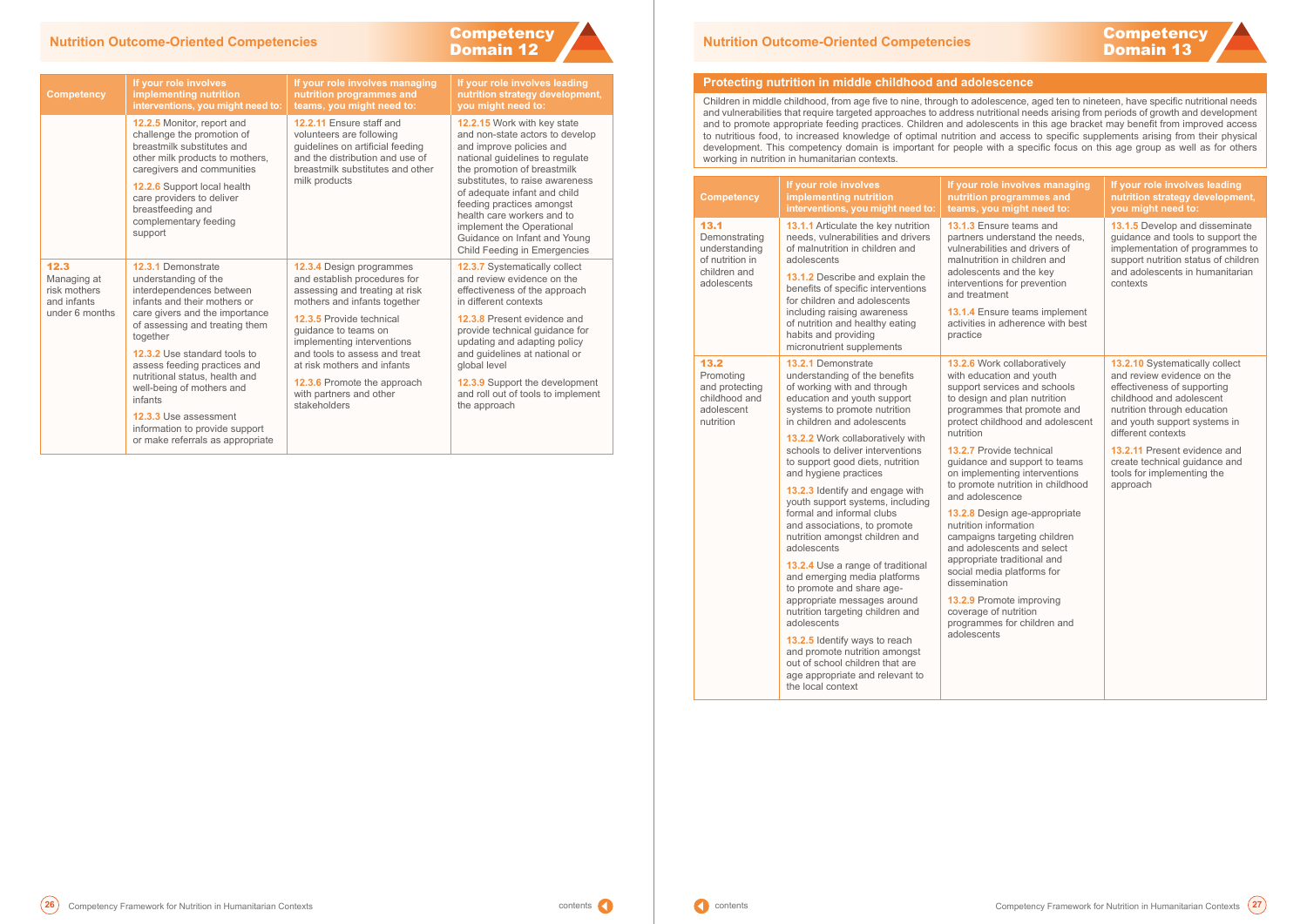# Competency Domain 12

| Competency | If your role involves implementing nutrition interventions, you might need to: | If your role involves managing nutrition programmes and teams, you might need to: | If your role involves leading nutrition strategy development, you might need to: |
|---|---|---|---|
| | **12.2.5** Monitor, report and challenge the promotion of breastmilk substitutes and other milk products to mothers, caregivers and communities<br><br>**12.2.6** Support local health care providers to deliver breastfeeding and complementary feeding support | **12.2.11** Ensure staff and volunteers are following guidelines on artificial feeding and the distribution and use of breastmilk substitutes and other milk products | **12.2.15** Work with key state and non-state actors to develop and improve policies and national guidelines to regulate the promotion of breastmilk substitutes, to raise awareness of adequate infant and child feeding practices amongst health care workers and to implement the Operational Guidance on Infant and Young Child Feeding in Emergencies |
| **12.3** Managing at risk mothers and infants under 6 months | **12.3.1** Demonstrate understanding of the interdependences between infants and their mothers or care givers and the importance of assessing and treating them together<br><br>**12.3.2** Use standard tools to assess feeding practices and nutritional status, health and well-being of mothers and infants<br><br>**12.3.3** Use assessment information to provide support or make referrals as appropriate | **12.3.4** Design programmes and establish procedures for assessing and treating at risk mothers and infants together<br><br>**12.3.5** Provide technical guidance to teams on implementing interventions and tools to assess and treat at risk mothers and infants<br><br>**12.3.6** Promote the approach with partners and other stakeholders | **12.3.7** Systematically collect and review evidence on the effectiveness of the approach in different contexts<br><br>**12.3.8** Present evidence and provide technical guidance for updating and adapting policy and guidelines at national or global level<br><br>**12.3.9** Support the development and roll out of tools to implement the approach |

# Competency Domain 13

## Protecting nutrition in middle childhood and adolescence

Children in middle childhood, from age five to nine, through to adolescence, aged ten to nineteen, have specific nutritional needs and vulnerabilities that require targeted approaches to address nutritional needs arising from periods of growth and development and to promote appropriate feeding practices. Children and adolescents in this age bracket may benefit from improved access to nutritious food, to increased knowledge of optimal nutrition and access to specific supplements arising from their physical development. This competency domain is important for people with a specific focus on this age group as well as for others working in nutrition in humanitarian contexts.

| Competency | If your role involves implementing nutrition interventions, you might need to: | If your role involves managing nutrition programmes and teams, you might need to: | If your role involves leading nutrition strategy development, you might need to: |
|---|---|---|---|
| **13.1** Demonstrating understanding of nutrition in children and adolescents | **13.1.1** Articulate the key nutrition needs, vulnerabilities and drivers of malnutrition in children and adolescents<br><br>**13.1.2** Describe and explain the benefits of specific interventions for children and adolescents including raising awareness of nutrition and healthy eating habits and providing micronutrient supplements | **13.1.3** Ensure teams and partners understand the needs, vulnerabilities and drivers of malnutrition in children and adolescents and the key interventions for prevention and treatment<br><br>**13.1.4** Ensure teams implement activities in adherence with best practice | **13.1.5** Develop and disseminate guidance and tools to support the implementation of programmes to support nutrition status of children and adolescents in humanitarian contexts |
| **13.2** Promoting and protecting childhood and adolescent nutrition | **13.2.1** Demonstrate understanding of the benefits of working with and through education and youth support systems to promote nutrition in children and adolescents<br><br>**13.2.2** Work collaboratively with schools to deliver interventions to support good diets, nutrition and hygiene practices<br><br>**13.2.3** Identify and engage with youth support systems, including formal and informal clubs and associations, to promote nutrition amongst children and adolescents<br><br>**13.2.4** Use a range of traditional and emerging media platforms to promote and share age-appropriate messages around nutrition targeting children and adolescents<br><br>**13.2.5** Identify ways to reach and promote nutrition amongst out of school children that are age appropriate and relevant to the local context | **13.2.6** Work collaboratively with education and youth support services and schools to design and plan nutrition programmes that promote and protect childhood and adolescent nutrition<br><br>**13.2.7** Provide technical guidance and support to teams on implementing interventions to promote nutrition in childhood and adolescence<br><br>**13.2.8** Design age-appropriate nutrition information campaigns targeting children and adolescents and select appropriate traditional and social media platforms for dissemination<br><br>**13.2.9** Promote improving coverage of nutrition programmes for children and adolescents | **13.2.10** Systematically collect and review evidence on the effectiveness of supporting childhood and adolescent nutrition through education and youth support systems in different contexts<br><br>**13.2.11** Present evidence and create technical guidance and tools for implementing the approach |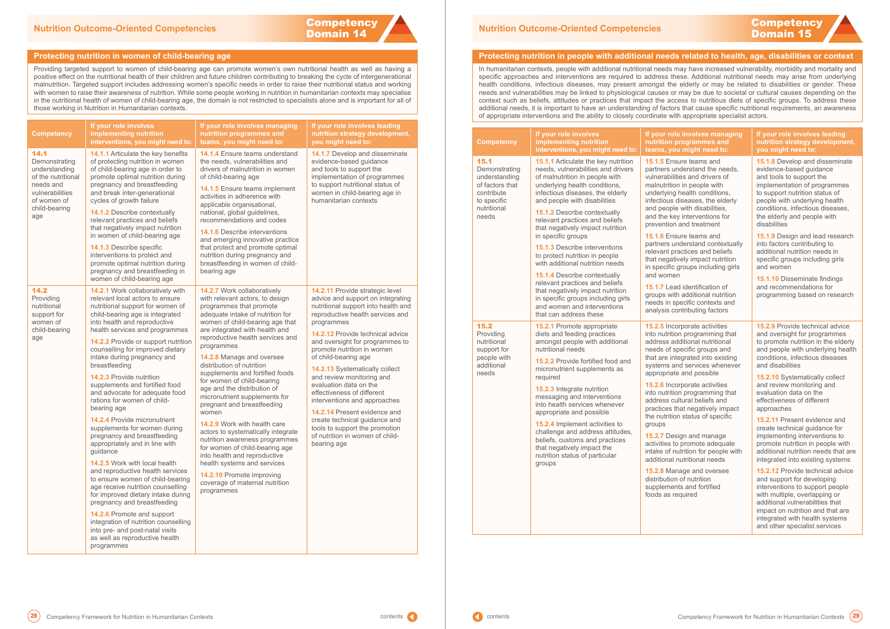## Competency Domain 14

### Protecting nutrition in women of child-bearing age

Providing targeted support to women of child-bearing age can promote women's own nutritional health as well as having a positive effect on the nutritional health of their children and future children contributing to breaking the cycle of intergenerational malnutrition. Targeted support includes addressing women's specific needs in order to raise their nutritional status and working with women to raise their awareness of nutrition. While some people working in nutrition in humanitarian contexts may specialise in the nutritional health of women of child-bearing age, the domain is not restricted to specialists alone and is important for all of those working in Nutrition in Humanitarian contexts.

| Competency | If your role involves implementing nutrition interventions, you might need to: | If your role involves managing nutrition programmes and teams, you might need to: | If your role involves leading nutrition strategy development, you might need to: |
|---|---|---|---|
| **14.1** Demonstrating understanding of the nutritional needs and vulnerabilities of women of child-bearing age | **14.1.1** Articulate the key benefits of protecting nutrition in women of child-bearing age in order to promote optimal nutrition during pregnancy and breastfeeding and break inter-generational cycles of growth failure<br><br>**14.1.2** Describe contextually relevant practices and beliefs that negatively impact nutrition in women of child-bearing age<br><br>**14.1.3** Describe specific interventions to protect and promote optimal nutrition during pregnancy and breastfeeding in women of child-bearing age | **14.1.4** Ensure teams understand the needs, vulnerabilities and drivers of malnutrition in women of child-bearing age<br><br>**14.1.5** Ensure teams implement activities in adherence with applicable organisational, national, global guidelines, recommendations and codes<br><br>**14.1.6** Describe interventions and emerging innovative practice that protect and promote optimal nutrition during pregnancy and breastfeeding in women of child-bearing age | **14.1.7** Develop and disseminate evidence-based guidance and tools to support the implementation of programmes to support nutritional status of women in child-bearing age in humanitarian contexts |
| **14.2** Providing nutritional support for women of child-bearing age | **14.2.1** Work collaboratively with relevant local actors to ensure nutritional support for women of child-bearing age is integrated into health and reproductive health services and programmes<br><br>**14.2.2** Provide or support nutrition counselling for improved dietary intake during pregnancy and breastfeeding<br><br>**14.2.3** Provide nutrition supplements and fortified food and advocate for adequate food rations for women of child-bearing age<br><br>**14.2.4** Provide micronutrient supplements for women during pregnancy and breastfeeding appropriately and in line with guidance<br><br>**14.2.5** Work with local health and reproductive health services to ensure women of child-bearing age receive nutrition counselling for improved dietary intake during pregnancy and breastfeeding<br><br>**14.2.6** Promote and support integration of nutrition counselling into pre- and post-natal visits as well as reproductive health programmes | **14.2.7** Work collaboratively with relevant actors, to design programmes that promote adequate intake of nutrition for women of child-bearing age that are integrated with health and reproductive health services and programmes<br><br>**14.2.8** Manage and oversee distribution of nutrition supplements and fortified foods for women of child-bearing age and the distribution of micronutrient supplements for pregnant and breastfeeding women<br><br>**14.2.9** Work with health care actors to systematically integrate nutrition awareness programmes for women of child-bearing age into health and reproductive health systems and services<br><br>**14.2.10** Promote improving coverage of maternal nutrition programmes | **14.2.11** Provide strategic level advice and support on integrating nutritional support into health and reproductive health services and programmes<br><br>**14.2.12** Provide technical advice and oversight for programmes to promote nutrition in women of child-bearing age<br><br>**14.2.13** Systematically collect and review monitoring and evaluation data on the effectiveness of different interventions and approaches<br><br>**14.2.14** Present evidence and create technical guidance and tools to support the promotion of nutrition in women of child-bearing age |

## Competency Domain 15

### Protecting nutrition in people with additional needs related to health, age, disabilities or context

In humanitarian contexts, people with additional nutritional needs may have increased vulnerability, morbidity and mortality and specific approaches and interventions are required to address these. Additional nutritional needs may arise from underlying health conditions, infectious diseases, may present amongst the elderly or may be related to disabilities or gender. These needs and vulnerabilities may be linked to physiological causes or may be due to societal or cultural causes depending on the context such as beliefs, attitudes or practices that impact the access to nutritious diets of specific groups. To address these additional needs, it is important to have an understanding of factors that cause specific nutritional requirements, an awareness of appropriate interventions and the ability to closely coordinate with appropriate specialist actors.

| Competency | If your role involves implementing nutrition interventions, you might need to: | If your role involves managing nutrition programmes and teams, you might need to: | If your role involves leading nutrition strategy development, you might need to: |
|---|---|---|---|
| **15.1** Demonstrating understanding of factors that contribute to specific nutritional needs | **15.1.1** Articulate the key nutrition needs, vulnerabilities and drivers of malnutrition in people with underlying health conditions, infectious diseases, the elderly and people with disabilities<br><br>**15.1.2** Describe contextually relevant practices and beliefs that negatively impact nutrition in specific groups<br><br>**15.1.3** Describe interventions to protect nutrition in people with additional nutrition needs<br><br>**15.1.4** Describe contextually relevant practices and beliefs that negatively impact nutrition in specific groups including girls and women and interventions that can address these | **15.1.5** Ensure teams and partners understand the needs, vulnerabilities and drivers of malnutrition in people with underlying health conditions, infectious diseases, the elderly and people with disabilities, and the key interventions for prevention and treatment<br><br>**15.1.6** Ensure teams and partners understand contextually relevant practices and beliefs that negatively impact nutrition in specific groups including girls and women<br><br>**15.1.7** Lead identification of groups with additional nutrition needs in specific contexts and analysis contributing factors | **15.1.8** Develop and disseminate evidence-based guidance and tools to support the implementation of programmes to support nutrition status of people with underlying health conditions, infectious diseases, the elderly and people with disabilities<br><br>**15.1.9** Design and lead research into factors contributing to additional nutrition needs in specific groups including girls and women<br><br>**15.1.10** Disseminate findings and recommendations for programming based on research |
| **15.2** Providing nutritional support for people with additional needs | **15.2.1** Promote appropriate diets and feeding practices amongst people with additional nutritional needs<br><br>**15.2.2** Provide fortified food and micronutrient supplements as required<br><br>**15.2.3** Integrate nutrition messaging and interventions into health services whenever appropriate and possible<br><br>**15.2.4** Implement activities to challenge and address attitudes, beliefs, customs and practices that negatively impact the nutrition status of particular groups | **15.2.5** Incorporate activities into nutrition programming that address additional nutritional needs of specific groups and that are integrated into existing systems and services whenever appropriate and possible<br><br>**15.2.6** Incorporate activities into nutrition programming that address cultural beliefs and practices that negatively impact the nutrition status of specific groups<br><br>**15.2.7** Design and manage activities to promote adequate intake of nutrition for people with additional nutritional needs<br><br>**15.2.8** Manage and oversee distribution of nutrition supplements and fortified foods as required | **15.2.9** Provide technical advice and oversight for programmes to promote nutrition in the elderly and people with underlying health conditions, infectious diseases and disabilities<br><br>**15.2.10** Systematically collect and review monitoring and evaluation data on the effectiveness of different approaches<br><br>**15.2.11** Present evidence and create technical guidance for implementing interventions to promote nutrition in people with additional nutrition needs that are integrated into existing systems<br><br>**15.2.12** Provide technical advice and support for developing interventions to support people with multiple, overlapping or additional vulnerabilities that impact on nutrition and that are integrated with health systems and other specialist services |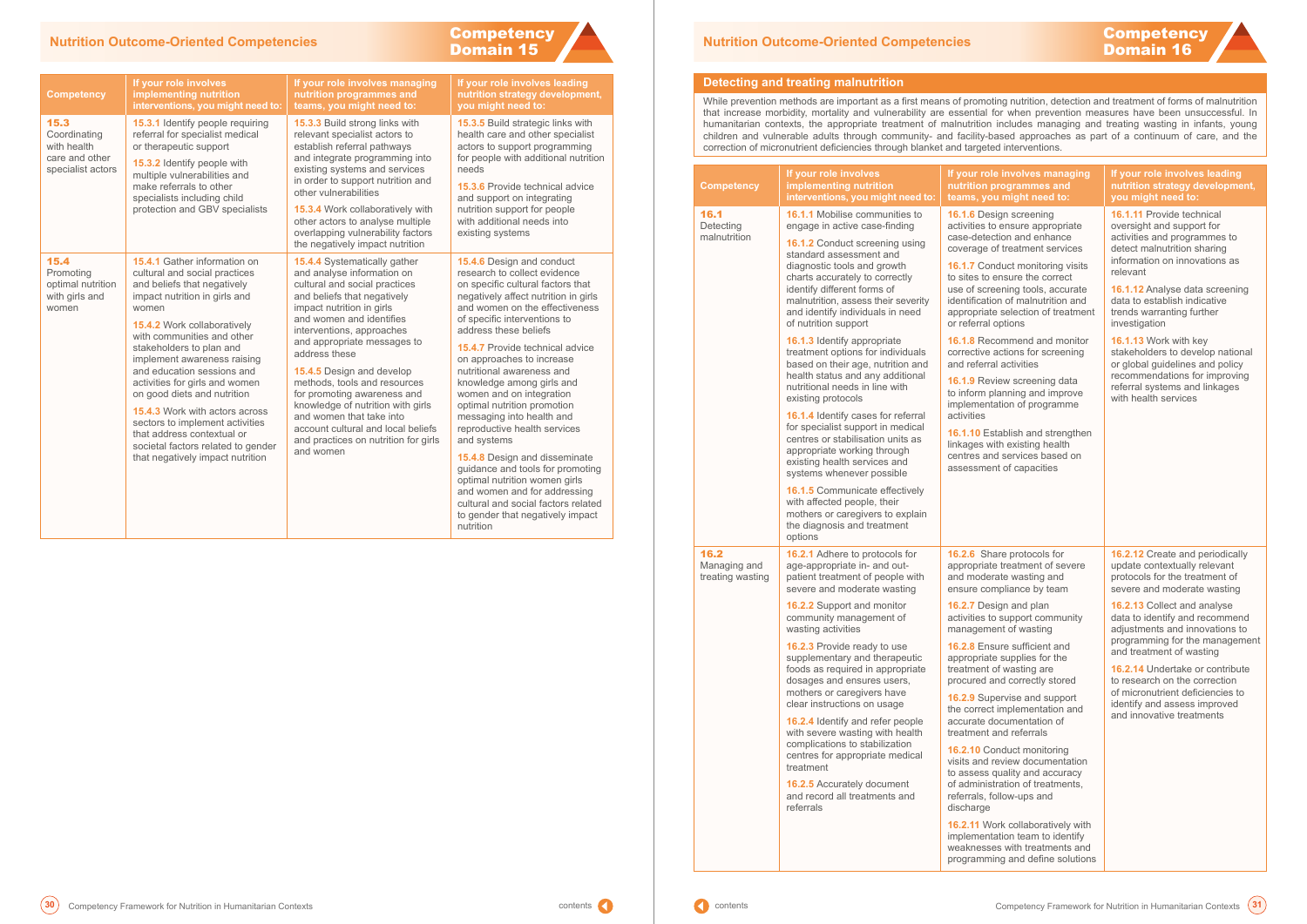## Nutrition Outcome-Oriented Competencies

### Competency Domain 15

| Competency | If your role involves implementing nutrition interventions, you might need to: | If your role involves managing nutrition programmes and teams, you might need to: | If your role involves leading nutrition strategy development, you might need to: |
|---|---|---|---|
| **15.3** Coordinating with health care and other specialist actors | **15.3.1** Identify people requiring referral for specialist medical or therapeutic support<br><br>**15.3.2** Identify people with multiple vulnerabilities and make referrals to other specialists including child protection and GBV specialists | **15.3.3** Build strong links with relevant specialist actors to establish referral pathways and integrate programming into existing systems and services in order to support nutrition and other vulnerabilities<br><br>**15.3.4** Work collaboratively with other actors to analyse multiple overlapping vulnerability factors the negatively impact nutrition | **15.3.5** Build strategic links with health care and other specialist actors to support programming for people with additional nutrition needs<br><br>**15.3.6** Provide technical advice and support on integrating nutrition support for people with additional needs into existing systems |
| **15.4** Promoting optimal nutrition with girls and women | **15.4.1** Gather information on cultural and social practices and beliefs that negatively impact nutrition in girls and women<br><br>**15.4.2** Work collaboratively with communities and other stakeholders to plan and implement awareness raising and education sessions and activities for girls and women on good diets and nutrition<br><br>**15.4.3** Work with actors across sectors to implement activities that address contextual or societal factors related to gender that negatively impact nutrition | **15.4.4** Systematically gather and analyse information on cultural and social practices and beliefs that negatively impact nutrition in girls and women and identifies interventions, approaches and appropriate messages to address these<br><br>**15.4.5** Design and develop methods, tools and resources for promoting awareness and knowledge of nutrition with girls and women that take into account cultural and local beliefs and practices on nutrition for girls and women | **15.4.6** Design and conduct research to collect evidence on specific cultural factors that negatively affect nutrition in girls and women on the effectiveness of specific interventions to address these beliefs<br><br>**15.4.7** Provide technical advice on approaches to increase nutritional awareness and knowledge among girls and women and on integration optimal nutrition promotion messaging into health and reproductive health services and systems<br><br>**15.4.8** Design and disseminate guidance and tools for promoting optimal nutrition women girls and women and for addressing cultural and social factors related to gender that negatively impact nutrition |

## Nutrition Outcome-Oriented Competencies

### Competency Domain 16

### Detecting and treating malnutrition

While prevention methods are important as a first means of promoting nutrition, detection and treatment of forms of malnutrition that increase morbidity, mortality and vulnerability are essential for when prevention measures have been unsuccessful. In humanitarian contexts, the appropriate treatment of malnutrition includes managing and treating wasting in infants, young children and vulnerable adults through community- and facility-based approaches as part of a continuum of care, and the correction of micronutrient deficiencies through blanket and targeted interventions.

| Competency | If your role involves implementing nutrition interventions, you might need to: | If your role involves managing nutrition programmes and teams, you might need to: | If your role involves leading nutrition strategy development, you might need to: |
|---|---|---|---|
| **16.1** Detecting malnutrition | **16.1.1** Mobilise communities to engage in active case-finding<br><br>**16.1.2** Conduct screening using standard assessment and diagnostic tools and growth charts accurately to correctly identify different forms of malnutrition, assess their severity and identify individuals in need of nutrition support<br><br>**16.1.3** Identify appropriate treatment options for individuals based on their age, nutrition and health status and any additional nutritional needs in line with existing protocols<br><br>**16.1.4** Identify cases for referral for specialist support in medical centres or stabilisation units as appropriate working through existing health services and systems whenever possible<br><br>**16.1.5** Communicate effectively with affected people, their mothers or caregivers to explain the diagnosis and treatment options | **16.1.6** Design screening activities to ensure appropriate case-detection and enhance coverage of treatment services<br><br>**16.1.7** Conduct monitoring visits to sites to ensure the correct use of screening tools, accurate identification of malnutrition and appropriate selection of treatment or referral options<br><br>**16.1.8** Recommend and monitor corrective actions for screening and referral activities<br><br>**16.1.9** Review screening data to inform planning and improve implementation of programme activities<br><br>**16.1.10** Establish and strengthen linkages with existing health centres and services based on assessment of capacities | **16.1.11** Provide technical oversight and support for activities and programmes to detect malnutrition sharing information on innovations as relevant<br><br>**16.1.12** Analyse data screening data to establish indicative trends warranting further investigation<br><br>**16.1.13** Work with key stakeholders to develop national or global guidelines and policy recommendations for improving referral systems and linkages with health services |
| **16.2** Managing and treating wasting | **16.2.1** Adhere to protocols for age-appropriate in- and out-patient treatment of people with severe and moderate wasting<br><br>**16.2.2** Support and monitor community management of wasting activities<br><br>**16.2.3** Provide ready to use supplementary and therapeutic foods as required in appropriate dosages and ensures users, mothers or caregivers have clear instructions on usage<br><br>**16.2.4** Identify and refer people with severe wasting with health complications to stabilization centres for appropriate medical treatment<br><br>**16.2.5** Accurately document and record all treatments and referrals | **16.2.6** Share protocols for appropriate treatment of severe and moderate wasting and ensure compliance by team<br><br>**16.2.7** Design and plan activities to support community management of wasting<br><br>**16.2.8** Ensure sufficient and appropriate supplies for the treatment of wasting are procured and correctly stored<br><br>**16.2.9** Supervise and support the correct implementation and accurate documentation of treatment and referrals<br><br>**16.2.10** Conduct monitoring visits and review documentation to assess quality and accuracy of administration of treatments, referrals, follow-ups and discharge<br><br>**16.2.11** Work collaboratively with implementation team to identify weaknesses with treatments and programming and define solutions | **16.2.12** Create and periodically update contextually relevant protocols for the treatment of severe and moderate wasting<br><br>**16.2.13** Collect and analyse data to identify and recommend adjustments and innovations to programming for the management and treatment of wasting<br><br>**16.2.14** Undertake or contribute to research on the correction of micronutrient deficiencies to identify and assess improved and innovative treatments |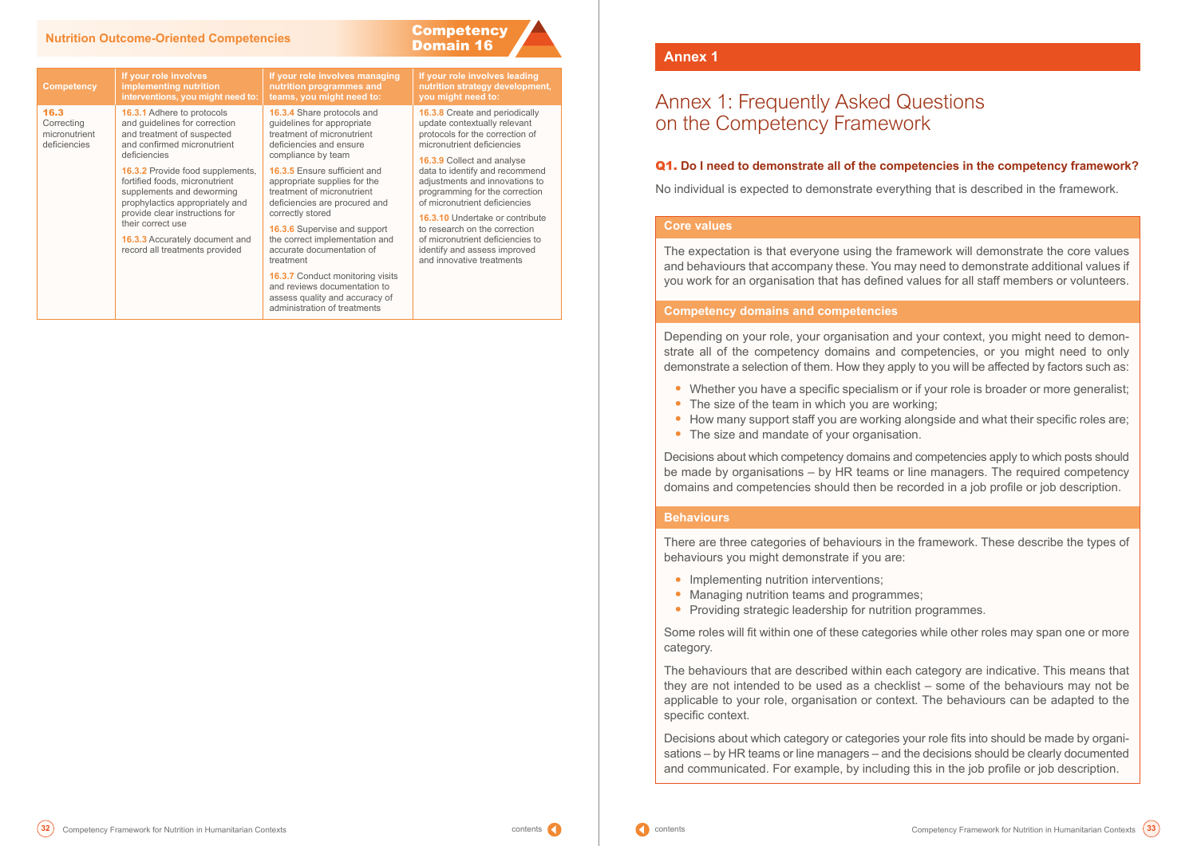| Competency | If your role involves implementing nutrition interventions, you might need to: | If your role involves managing nutrition programmes and teams, you might need to: | If your role involves leading nutrition strategy development, you might need to: |
|---|---|---|---|
| **16.3** Correcting micronutrient deficiencies | **16.3.1** Adhere to protocols and guidelines for correction and treatment of suspected and confirmed micronutrient deficiencies<br><br>**16.3.2** Provide food supplements, fortified foods, micronutrient supplements and deworming prophylactics appropriately and provide clear instructions for their correct use<br><br>**16.3.3** Accurately document and record all treatments provided | **16.3.4** Share protocols and guidelines for appropriate treatment of micronutrient deficiencies and ensure compliance by team<br><br>**16.3.5** Ensure sufficient and appropriate supplies for the treatment of micronutrient deficiencies are procured and correctly stored<br><br>**16.3.6** Supervise and support the correct implementation and accurate documentation of treatment<br><br>**16.3.7** Conduct monitoring visits and reviews documentation to assess quality and accuracy of administration of treatments | **16.3.8** Create and periodically update contextually relevant protocols for the correction of micronutrient deficiencies<br><br>**16.3.9** Collect and analyse data to identify and recommend adjustments and innovations to programming for the correction of micronutrient deficiencies<br><br>**16.3.10** Undertake or contribute to research on the correction of micronutrient deficiencies to identify and assess improved and innovative treatments |

## Annex 1

# Annex 1: Frequently Asked Questions on the Competency Framework

### Q1. Do I need to demonstrate all of the competencies in the competency framework?

No individual is expected to demonstrate everything that is described in the framework.

#### Core values

The expectation is that everyone using the framework will demonstrate the core values and behaviours that accompany these. You may need to demonstrate additional values if you work for an organisation that has defined values for all staff members or volunteers.

#### Competency domains and competencies

Depending on your role, your organisation and your context, you might need to demonstrate all of the competency domains and competencies, or you might need to only demonstrate a selection of them. How they apply to you will be affected by factors such as:

- Whether you have a specific specialism or if your role is broader or more generalist;
- The size of the team in which you are working;
- How many support staff you are working alongside and what their specific roles are;
- The size and mandate of your organisation.

Decisions about which competency domains and competencies apply to which posts should be made by organisations – by HR teams or line managers. The required competency domains and competencies should then be recorded in a job profile or job description.

#### Behaviours

There are three categories of behaviours in the framework. These describe the types of behaviours you might demonstrate if you are:

- Implementing nutrition interventions;
- Managing nutrition teams and programmes;
- Providing strategic leadership for nutrition programmes.

Some roles will fit within one of these categories while other roles may span one or more category.

The behaviours that are described within each category are indicative. This means that they are not intended to be used as a checklist – some of the behaviours may not be applicable to your role, organisation or context. The behaviours can be adapted to the specific context.

Decisions about which category or categories your role fits into should be made by organisations – by HR teams or line managers – and the decisions should be clearly documented and communicated. For example, by including this in the job profile or job description.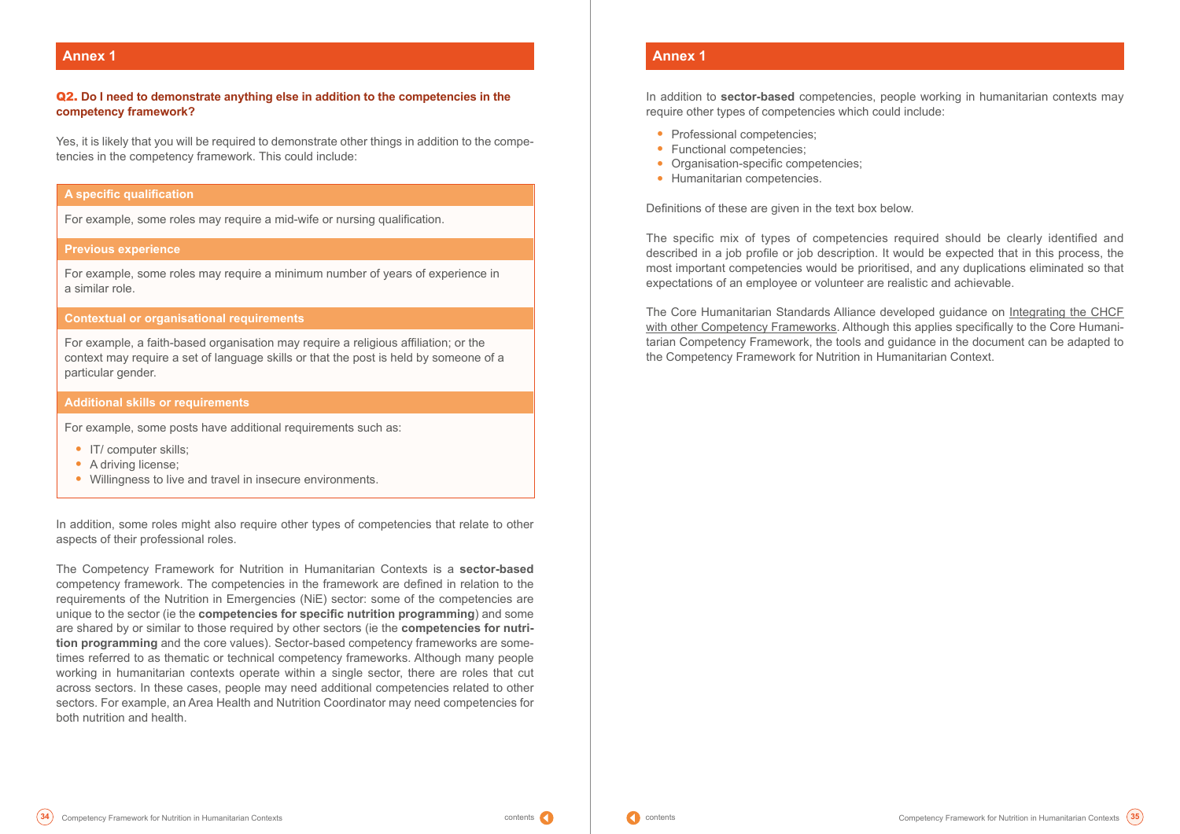## Annex 1

**Q2. Do I need to demonstrate anything else in addition to the competencies in the competency framework?**

Yes, it is likely that you will be required to demonstrate other things in addition to the competencies in the competency framework. This could include:

**A specific qualification**

For example, some roles may require a mid-wife or nursing qualification.

**Previous experience**

For example, some roles may require a minimum number of years of experience in a similar role.

**Contextual or organisational requirements**

For example, a faith-based organisation may require a religious affiliation; or the context may require a set of language skills or that the post is held by someone of a particular gender.

**Additional skills or requirements**

For example, some posts have additional requirements such as:

- IT/ computer skills;
- A driving license;
- Willingness to live and travel in insecure environments.

In addition, some roles might also require other types of competencies that relate to other aspects of their professional roles.

The Competency Framework for Nutrition in Humanitarian Contexts is a **sector-based** competency framework. The competencies in the framework are defined in relation to the requirements of the Nutrition in Emergencies (NiE) sector: some of the competencies are unique to the sector (ie the **competencies for specific nutrition programming**) and some are shared by or similar to those required by other sectors (ie the **competencies for nutrition programming** and the core values). Sector-based competency frameworks are sometimes referred to as thematic or technical competency frameworks. Although many people working in humanitarian contexts operate within a single sector, there are roles that cut across sectors. In these cases, people may need additional competencies related to other sectors. For example, an Area Health and Nutrition Coordinator may need competencies for both nutrition and health.

## Annex 1

In addition to **sector-based** competencies, people working in humanitarian contexts may require other types of competencies which could include:

- Professional competencies;
- Functional competencies;
- Organisation-specific competencies;
- Humanitarian competencies.

Definitions of these are given in the text box below.

The specific mix of types of competencies required should be clearly identified and described in a job profile or job description. It would be expected that in this process, the most important competencies would be prioritised, and any duplications eliminated so that expectations of an employee or volunteer are realistic and achievable.

The Core Humanitarian Standards Alliance developed guidance on Integrating the CHCF with other Competency Frameworks. Although this applies specifically to the Core Humanitarian Competency Framework, the tools and guidance in the document can be adapted to the Competency Framework for Nutrition in Humanitarian Context.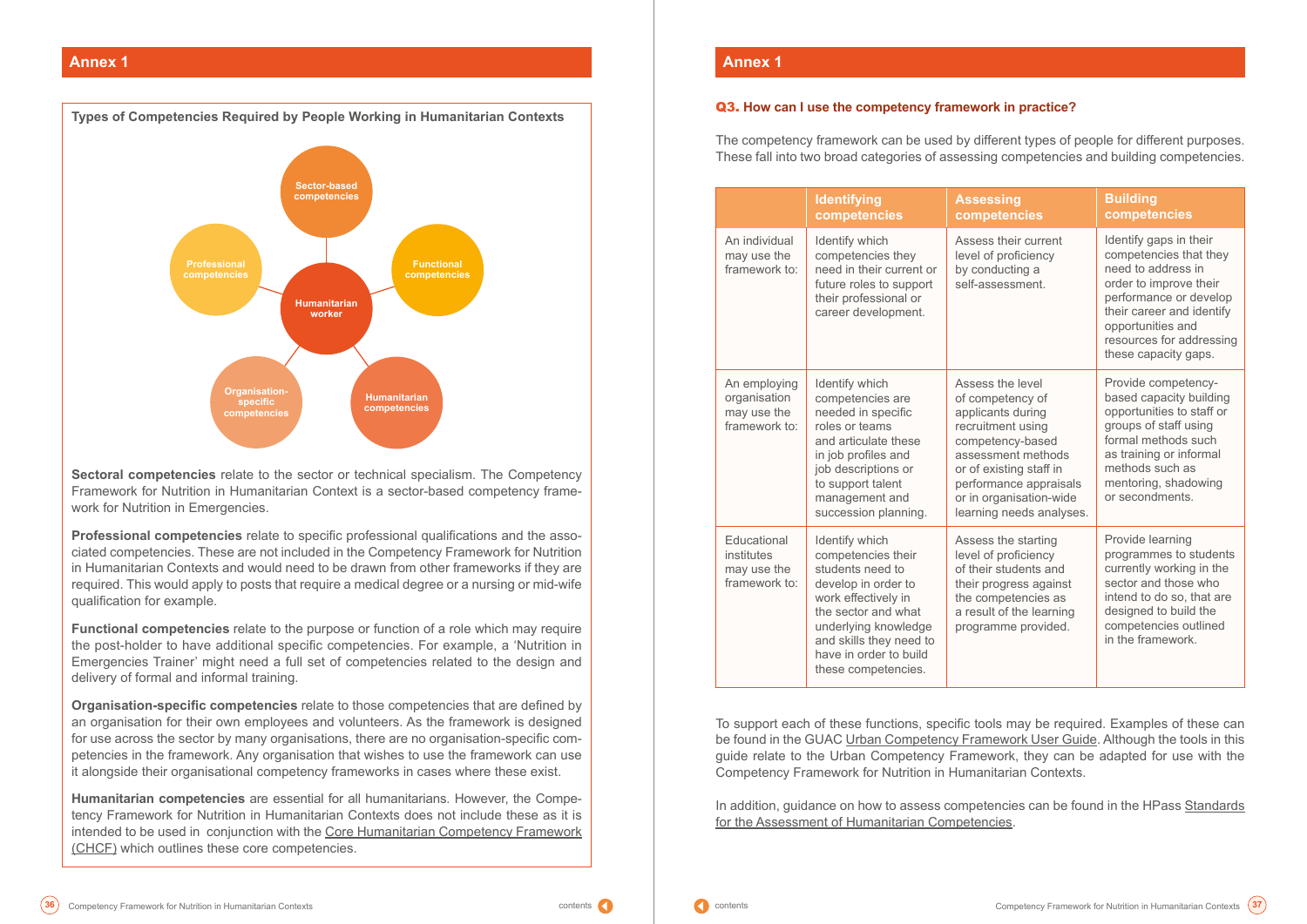## Annex 1

### Types of Competencies Required by People Working in Humanitarian Contexts

Sector-based competencies

Professional competencies

Functional competencies

Humanitarian worker

Organisation-specific competencies

Humanitarian competencies

**Sectoral competencies** relate to the sector or technical specialism. The Competency Framework for Nutrition in Humanitarian Context is a sector-based competency framework for Nutrition in Emergencies.

**Professional competencies** relate to specific professional qualifications and the associated competencies. These are not included in the Competency Framework for Nutrition in Humanitarian Contexts and would need to be drawn from other frameworks if they are required. This would apply to posts that require a medical degree or a nursing or mid-wife qualification for example.

**Functional competencies** relate to the purpose or function of a role which may require the post-holder to have additional specific competencies. For example, a 'Nutrition in Emergencies Trainer' might need a full set of competencies related to the design and delivery of formal and informal training.

**Organisation-specific competencies** relate to those competencies that are defined by an organisation for their own employees and volunteers. As the framework is designed for use across the sector by many organisations, there are no organisation-specific competencies in the framework. Any organisation that wishes to use the framework can use it alongside their organisational competency frameworks in cases where these exist.

**Humanitarian competencies** are essential for all humanitarians. However, the Competency Framework for Nutrition in Humanitarian Contexts does not include these as it is intended to be used in conjunction with the Core Humanitarian Competency Framework (CHCF) which outlines these core competencies.

## Annex 1

### Q3. How can I use the competency framework in practice?

The competency framework can be used by different types of people for different purposes. These fall into two broad categories of assessing competencies and building competencies.

| | Identifying competencies | Assessing competencies | Building competencies |
|---|---|---|---|
| An individual may use the framework to: | Identify which competencies they need in their current or future roles to support their professional or career development. | Assess their current level of proficiency by conducting a self-assessment. | Identify gaps in their competencies that they need to address in order to improve their performance or develop their career and identify opportunities and resources for addressing these capacity gaps. |
| An employing organisation may use the framework to: | Identify which competencies are needed in specific roles or teams and articulate these in job profiles and job descriptions or to support talent management and succession planning. | Assess the level of competency of applicants during recruitment using competency-based assessment methods or of existing staff in performance appraisals or in organisation-wide learning needs analyses. | Provide competency-based capacity building opportunities to staff or groups of staff using formal methods such as training or informal methods such as mentoring, shadowing or secondments. |
| Educational institutes may use the framework to: | Identify which competencies their students need to develop in order to work effectively in the sector and what underlying knowledge and skills they need to have in order to build these competencies. | Assess the starting level of proficiency of their students and their progress against the competencies as a result of the learning programme provided. | Provide learning programmes to students currently working in the sector and those who intend to do so, that are designed to build the competencies outlined in the framework. |

To support each of these functions, specific tools may be required. Examples of these can be found in the GUAC Urban Competency Framework User Guide. Although the tools in this guide relate to the Urban Competency Framework, they can be adapted for use with the Competency Framework for Nutrition in Humanitarian Contexts.

In addition, guidance on how to assess competencies can be found in the HPass Standards for the Assessment of Humanitarian Competencies.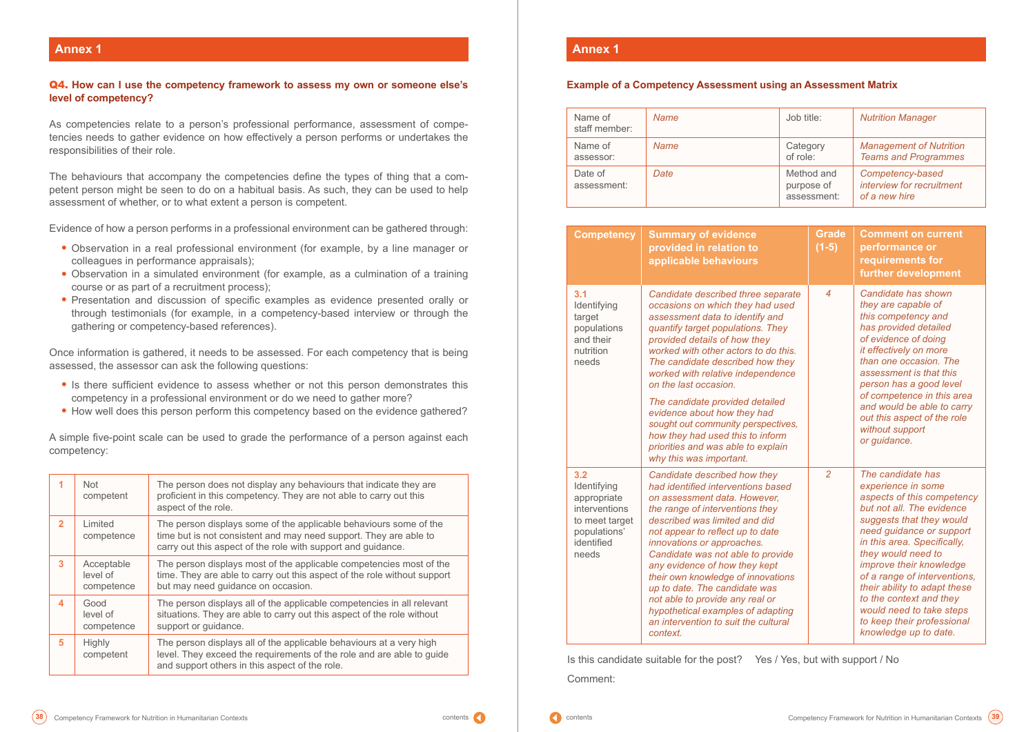## Annex 1

**Q4. How can I use the competency framework to assess my own or someone else's level of competency?**

As competencies relate to a person's professional performance, assessment of competencies needs to gather evidence on how effectively a person performs or undertakes the responsibilities of their role.

The behaviours that accompany the competencies define the types of thing that a competent person might be seen to do on a habitual basis. As such, they can be used to help assessment of whether, or to what extent a person is competent.

Evidence of how a person performs in a professional environment can be gathered through:

- Observation in a real professional environment (for example, by a line manager or colleagues in performance appraisals);
- Observation in a simulated environment (for example, as a culmination of a training course or as part of a recruitment process);
- Presentation and discussion of specific examples as evidence presented orally or through testimonials (for example, in a competency-based interview or through the gathering or competency-based references).

Once information is gathered, it needs to be assessed. For each competency that is being assessed, the assessor can ask the following questions:

- Is there sufficient evidence to assess whether or not this person demonstrates this competency in a professional environment or do we need to gather more?
- How well does this person perform this competency based on the evidence gathered?

A simple five-point scale can be used to grade the performance of a person against each competency:

| | | |
|---|---|---|
| 1 | Not competent | The person does not display any behaviours that indicate they are proficient in this competency. They are not able to carry out this aspect of the role. |
| 2 | Limited competence | The person displays some of the applicable behaviours some of the time but is not consistent and may need support. They are able to carry out this aspect of the role with support and guidance. |
| 3 | Acceptable level of competence | The person displays most of the applicable competencies most of the time. They are able to carry out this aspect of the role without support but may need guidance on occasion. |
| 4 | Good level of competence | The person displays all of the applicable competencies in all relevant situations. They are able to carry out this aspect of the role without support or guidance. |
| 5 | Highly competent | The person displays all of the applicable behaviours at a very high level. They exceed the requirements of the role and are able to guide and support others in this aspect of the role. |

## Annex 1

**Example of a Competency Assessment using an Assessment Matrix**

| | | | |
|---|---|---|---|
| Name of staff member: | *Name* | Job title: | *Nutrition Manager* |
| Name of assessor: | *Name* | Category of role: | *Management of Nutrition Teams and Programmes* |
| Date of assessment: | *Date* | Method and purpose of assessment: | *Competency-based interview for recruitment of a new hire* |

| Competency | Summary of evidence provided in relation to applicable behaviours | Grade (1-5) | Comment on current performance or requirements for further development |
|---|---|---|---|
| **3.1** Identifying target populations and their nutrition needs | *Candidate described three separate occasions on which they had used assessment data to identify and quantify target populations. They provided details of how they worked with other actors to do this. The candidate described how they worked with relative independence on the last occasion.* <br><br> *The candidate provided detailed evidence about how they had sought out community perspectives, how they had used this to inform priorities and was able to explain why this was important.* | *4* | *Candidate has shown they are capable of this competency and has provided detailed of evidence of doing it effectively on more than one occasion. The assessment is that this person has a good level of competence in this area and would be able to carry out this aspect of the role without support or guidance.* |
| **3.2** Identifying appropriate interventions to meet target populations' identified needs | *Candidate described how they had identified interventions based on assessment data. However, the range of interventions they described was limited and did not appear to reflect up to date innovations or approaches. Candidate was not able to provide any evidence of how they kept their own knowledge of innovations up to date. The candidate was not able to provide any real or hypothetical examples of adapting an intervention to suit the cultural context.* | *2* | *The candidate has experience in some aspects of this competency but not all. The evidence suggests that they would need guidance or support in this area. Specifically, they would need to improve their knowledge of a range of interventions, their ability to adapt these to the context and they would need to take steps to keep their professional knowledge up to date.* |

Is this candidate suitable for the post? Yes / Yes, but with support / No

Comment: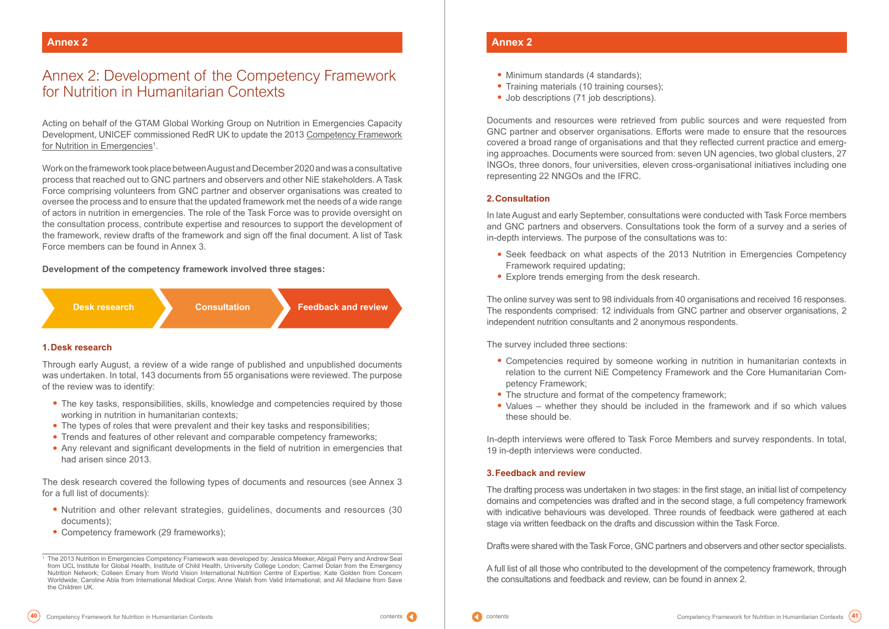## Annex 2

# Annex 2: Development of the Competency Framework for Nutrition in Humanitarian Contexts

Acting on behalf of the GTAM Global Working Group on Nutrition in Emergencies Capacity Development, UNICEF commissioned RedR UK to update the 2013 Competency Framework for Nutrition in Emergencies[1].

Work on the framework took place between August and December 2020 and was a consultative process that reached out to GNC partners and observers and other NiE stakeholders. A Task Force comprising volunteers from GNC partner and observer organisations was created to oversee the process and to ensure that the updated framework met the needs of a wide range of actors in nutrition in emergencies. The role of the Task Force was to provide oversight on the consultation process, contribute expertise and resources to support the development of the framework, review drafts of the framework and sign off the final document. A list of Task Force members can be found in Annex 3.

**Development of the competency framework involved three stages:**

Desk research → Consultation → Feedback and review

### 1. Desk research

Through early August, a review of a wide range of published and unpublished documents was undertaken. In total, 143 documents from 55 organisations were reviewed. The purpose of the review was to identify:

- The key tasks, responsibilities, skills, knowledge and competencies required by those working in nutrition in humanitarian contexts;
- The types of roles that were prevalent and their key tasks and responsibilities;
- Trends and features of other relevant and comparable competency frameworks;
- Any relevant and significant developments in the field of nutrition in emergencies that had arisen since 2013.

The desk research covered the following types of documents and resources (see Annex 3 for a full list of documents):

- Nutrition and other relevant strategies, guidelines, documents and resources (30 documents);
- Competency framework (29 frameworks);
- Minimum standards (4 standards);
- Training materials (10 training courses);
- Job descriptions (71 job descriptions).

Documents and resources were retrieved from public sources and were requested from GNC partner and observer organisations. Efforts were made to ensure that the resources covered a broad range of organisations and that they reflected current practice and emerging approaches. Documents were sourced from: seven UN agencies, two global clusters, 27 INGOs, three donors, four universities, eleven cross-organisational initiatives including one representing 22 NNGOs and the IFRC.

### 2. Consultation

In late August and early September, consultations were conducted with Task Force members and GNC partners and observers. Consultations took the form of a survey and a series of in-depth interviews. The purpose of the consultations was to:

- Seek feedback on what aspects of the 2013 Nutrition in Emergencies Competency Framework required updating;
- Explore trends emerging from the desk research.

The online survey was sent to 98 individuals from 40 organisations and received 16 responses. The respondents comprised: 12 individuals from GNC partner and observer organisations, 2 independent nutrition consultants and 2 anonymous respondents.

The survey included three sections:

- Competencies required by someone working in nutrition in humanitarian contexts in relation to the current NiE Competency Framework and the Core Humanitarian Competency Framework;
- The structure and format of the competency framework;
- Values – whether they should be included in the framework and if so which values these should be.

In-depth interviews were offered to Task Force Members and survey respondents. In total, 19 in-depth interviews were conducted.

### 3. Feedback and review

The drafting process was undertaken in two stages: in the first stage, an initial list of competency domains and competencies was drafted and in the second stage, a full competency framework with indicative behaviours was developed. Three rounds of feedback were gathered at each stage via written feedback on the drafts and discussion within the Task Force.

Drafts were shared with the Task Force, GNC partners and observers and other sector specialists.

A full list of all those who contributed to the development of the competency framework, through the consultations and feedback and review, can be found in annex 2.

[1] The 2013 Nutrition in Emergencies Competency Framework was developed by: Jessica Meeker, Abigail Perry and Andrew Seal from UCL Institute for Global Health, Institute of Child Health, University College London; Carmel Dolan from the Emergency Nutrition Network; Colleen Emary from World Vision International Nutrition Centre of Expertise; Kate Golden from Concern Worldwide; Caroline Abla from International Medical Corps; Anne Walsh from Valid International; and Ali Maclaine from Save the Children UK.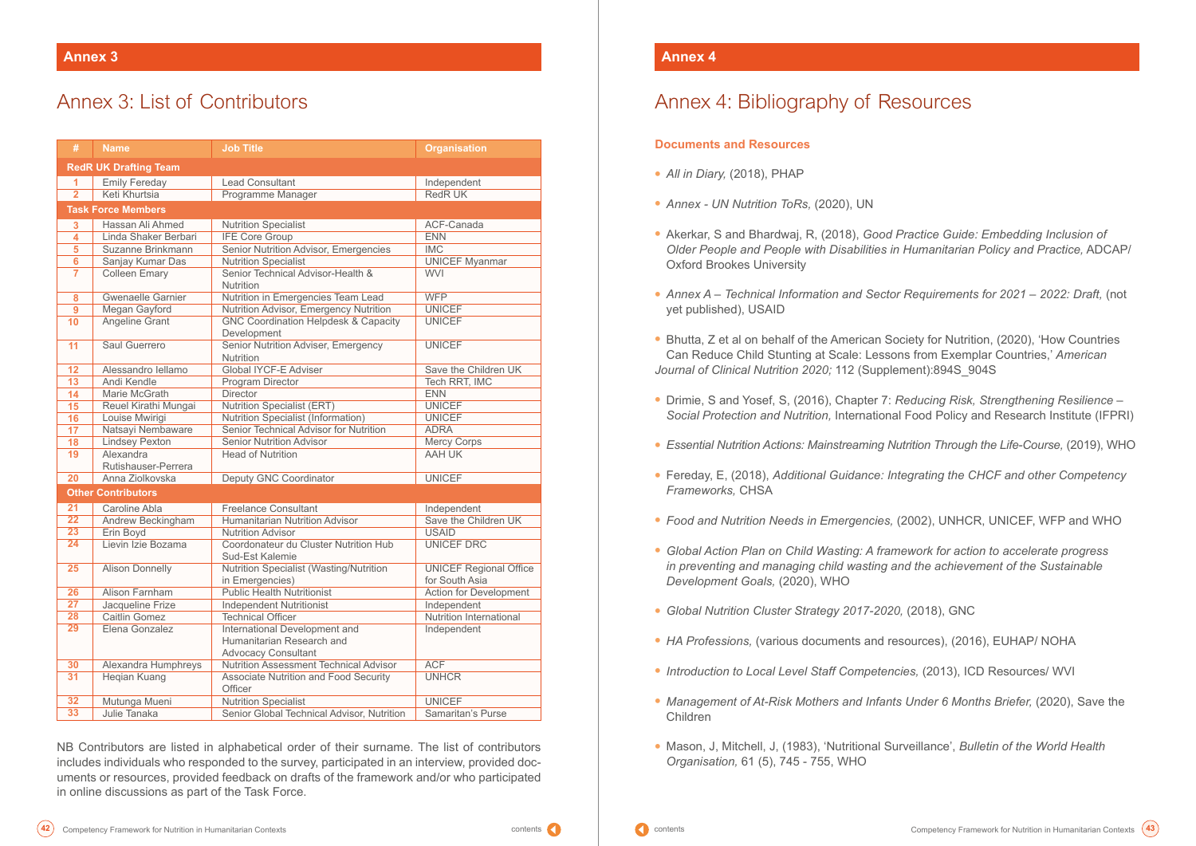## Annex 3

# Annex 3: List of Contributors

| # | Name | Job Title | Organisation |
|---|---|---|---|
| **RedR UK Drafting Team** | | | |
| 1 | Emily Fereday | Lead Consultant | Independent |
| 2 | Keti Khurtsia | Programme Manager | RedR UK |
| **Task Force Members** | | | |
| 3 | Hassan Ali Ahmed | Nutrition Specialist | ACF-Canada |
| 4 | Linda Shaker Berbari | IFE Core Group | ENN |
| 5 | Suzanne Brinkmann | Senior Nutrition Advisor, Emergencies | IMC |
| 6 | Sanjay Kumar Das | Nutrition Specialist | UNICEF Myanmar |
| 7 | Colleen Emary | Senior Technical Advisor-Health & Nutrition | WVI |
| 8 | Gwenaelle Garnier | Nutrition in Emergencies Team Lead | WFP |
| 9 | Megan Gayford | Nutrition Advisor, Emergency Nutrition | UNICEF |
| 10 | Angeline Grant | GNC Coordination Helpdesk & Capacity Development | UNICEF |
| 11 | Saul Guerrero | Senior Nutrition Adviser, Emergency Nutrition | UNICEF |
| 12 | Alessandro Iellamo | Global IYCF-E Adviser | Save the Children UK |
| 13 | Andi Kendle | Program Director | Tech RRT, IMC |
| 14 | Marie McGrath | Director | ENN |
| 15 | Reuel Kirathi Mungai | Nutrition Specialist (ERT) | UNICEF |
| 16 | Louise Mwirigi | Nutrition Specialist (Information) | UNICEF |
| 17 | Natsayi Nembaware | Senior Technical Advisor for Nutrition | ADRA |
| 18 | Lindsey Pexton | Senior Nutrition Advisor | Mercy Corps |
| 19 | Alexandra Rutishauser-Perrera | Head of Nutrition | AAH UK |
| 20 | Anna Ziolkovska | Deputy GNC Coordinator | UNICEF |
| **Other Contributors** | | | |
| 21 | Caroline Abla | Freelance Consultant | Independent |
| 22 | Andrew Beckingham | Humanitarian Nutrition Advisor | Save the Children UK |
| 23 | Erin Boyd | Nutrition Advisor | USAID |
| 24 | Lievin Izie Bozama | Coordonateur du Cluster Nutrition Hub Sud-Est Kalemie | UNICEF DRC |
| 25 | Alison Donnelly | Nutrition Specialist (Wasting/Nutrition in Emergencies) | UNICEF Regional Office for South Asia |
| 26 | Alison Farnham | Public Health Nutritionist | Action for Development |
| 27 | Jacqueline Frize | Independent Nutritionist | Independent |
| 28 | Caitlin Gomez | Technical Officer | Nutrition International |
| 29 | Elena Gonzalez | International Development and Humanitarian Research and Advocacy Consultant | Independent |
| 30 | Alexandra Humphreys | Nutrition Assessment Technical Advisor | ACF |
| 31 | Heqian Kuang | Associate Nutrition and Food Security Officer | UNHCR |
| 32 | Mutunga Mueni | Nutrition Specialist | UNICEF |
| 33 | Julie Tanaka | Senior Global Technical Advisor, Nutrition | Samaritan's Purse |

NB Contributors are listed in alphabetical order of their surname. The list of contributors includes individuals who responded to the survey, participated in an interview, provided documents or resources, provided feedback on drafts of the framework and/or who participated in online discussions as part of the Task Force.

## Annex 4

# Annex 4: Bibliography of Resources

### Documents and Resources

- *All in Diary,* (2018), PHAP
- *Annex - UN Nutrition ToRs,* (2020), UN
- Akerkar, S and Bhardwaj, R, (2018), *Good Practice Guide: Embedding Inclusion of Older People and People with Disabilities in Humanitarian Policy and Practice,* ADCAP/ Oxford Brookes University
- *Annex A – Technical Information and Sector Requirements for 2021 – 2022: Draft,* (not yet published), USAID
- Bhutta, Z et al on behalf of the American Society for Nutrition, (2020), 'How Countries Can Reduce Child Stunting at Scale: Lessons from Exemplar Countries,' *American Journal of Clinical Nutrition 2020;* 112 (Supplement):894S_904S
- Drimie, S and Yosef, S, (2016), Chapter 7: *Reducing Risk, Strengthening Resilience – Social Protection and Nutrition,* International Food Policy and Research Institute (IFPRI)
- *Essential Nutrition Actions: Mainstreaming Nutrition Through the Life-Course,* (2019), WHO
- Fereday, E, (2018), *Additional Guidance: Integrating the CHCF and other Competency Frameworks,* CHSA
- *Food and Nutrition Needs in Emergencies,* (2002), UNHCR, UNICEF, WFP and WHO
- *Global Action Plan on Child Wasting: A framework for action to accelerate progress in preventing and managing child wasting and the achievement of the Sustainable Development Goals,* (2020), WHO
- *Global Nutrition Cluster Strategy 2017-2020,* (2018), GNC
- *HA Professions,* (various documents and resources), (2016), EUHAP/ NOHA
- *Introduction to Local Level Staff Competencies,* (2013), ICD Resources/ WVI
- *Management of At-Risk Mothers and Infants Under 6 Months Briefer,* (2020), Save the Children
- Mason, J, Mitchell, J, (1983), 'Nutritional Surveillance', *Bulletin of the World Health Organisation,* 61 (5), 745 - 755, WHO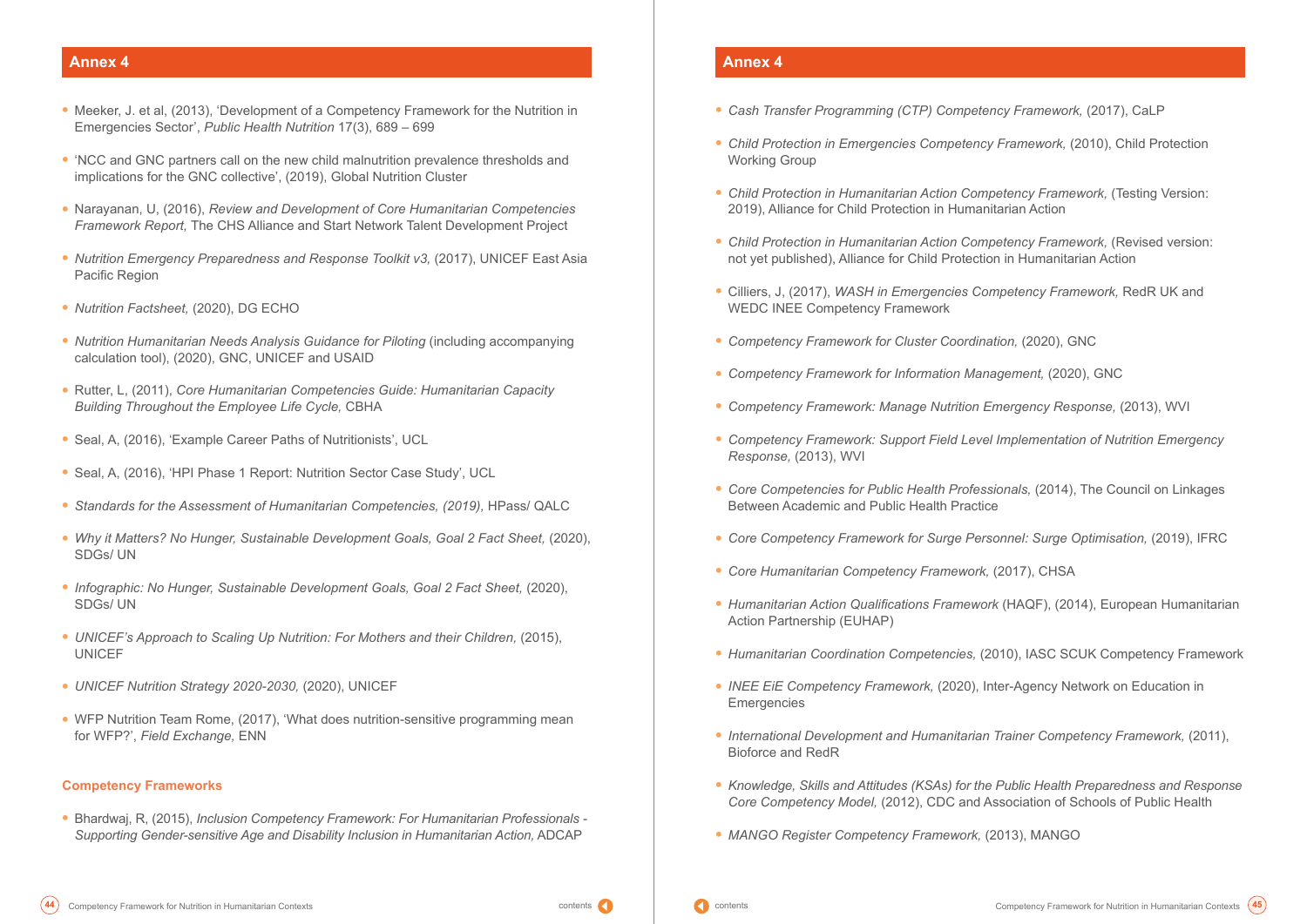## Annex 4

- Meeker, J. et al, (2013), 'Development of a Competency Framework for the Nutrition in Emergencies Sector', *Public Health Nutrition* 17(3), 689 – 699
- 'NCC and GNC partners call on the new child malnutrition prevalence thresholds and implications for the GNC collective', (2019), Global Nutrition Cluster
- Narayanan, U, (2016), *Review and Development of Core Humanitarian Competencies Framework Report,* The CHS Alliance and Start Network Talent Development Project
- *Nutrition Emergency Preparedness and Response Toolkit v3,* (2017), UNICEF East Asia Pacific Region
- *Nutrition Factsheet,* (2020), DG ECHO
- *Nutrition Humanitarian Needs Analysis Guidance for Piloting* (including accompanying calculation tool), (2020), GNC, UNICEF and USAID
- Rutter, L, (2011), *Core Humanitarian Competencies Guide: Humanitarian Capacity Building Throughout the Employee Life Cycle,* CBHA
- Seal, A, (2016), 'Example Career Paths of Nutritionists', UCL
- Seal, A, (2016), 'HPI Phase 1 Report: Nutrition Sector Case Study', UCL
- *Standards for the Assessment of Humanitarian Competencies, (2019),* HPass/ QALC
- *Why it Matters? No Hunger, Sustainable Development Goals, Goal 2 Fact Sheet,* (2020), SDGs/ UN
- *Infographic: No Hunger, Sustainable Development Goals, Goal 2 Fact Sheet,* (2020), SDGs/ UN
- *UNICEF's Approach to Scaling Up Nutrition: For Mothers and their Children,* (2015), UNICEF
- *UNICEF Nutrition Strategy 2020-2030,* (2020), UNICEF
- WFP Nutrition Team Rome, (2017), 'What does nutrition-sensitive programming mean for WFP?', *Field Exchange,* ENN

### Competency Frameworks

- Bhardwaj, R, (2015), *Inclusion Competency Framework: For Humanitarian Professionals - Supporting Gender-sensitive Age and Disability Inclusion in Humanitarian Action,* ADCAP
- *Cash Transfer Programming (CTP) Competency Framework,* (2017), CaLP
- *Child Protection in Emergencies Competency Framework,* (2010), Child Protection Working Group
- *Child Protection in Humanitarian Action Competency Framework,* (Testing Version: 2019), Alliance for Child Protection in Humanitarian Action
- *Child Protection in Humanitarian Action Competency Framework,* (Revised version: not yet published), Alliance for Child Protection in Humanitarian Action
- Cilliers, J, (2017), *WASH in Emergencies Competency Framework,* RedR UK and WEDC INEE Competency Framework
- *Competency Framework for Cluster Coordination,* (2020), GNC
- *Competency Framework for Information Management,* (2020), GNC
- *Competency Framework: Manage Nutrition Emergency Response,* (2013), WVI
- *Competency Framework: Support Field Level Implementation of Nutrition Emergency Response,* (2013), WVI
- *Core Competencies for Public Health Professionals,* (2014), The Council on Linkages Between Academic and Public Health Practice
- *Core Competency Framework for Surge Personnel: Surge Optimisation,* (2019), IFRC
- *Core Humanitarian Competency Framework,* (2017), CHSA
- *Humanitarian Action Qualifications Framework* (HAQF), (2014), European Humanitarian Action Partnership (EUHAP)
- *Humanitarian Coordination Competencies,* (2010), IASC SCUK Competency Framework
- *INEE EiE Competency Framework,* (2020), Inter-Agency Network on Education in Emergencies
- *International Development and Humanitarian Trainer Competency Framework,* (2011), Bioforce and RedR
- *Knowledge, Skills and Attitudes (KSAs) for the Public Health Preparedness and Response Core Competency Model,* (2012), CDC and Association of Schools of Public Health
- *MANGO Register Competency Framework,* (2013), MANGO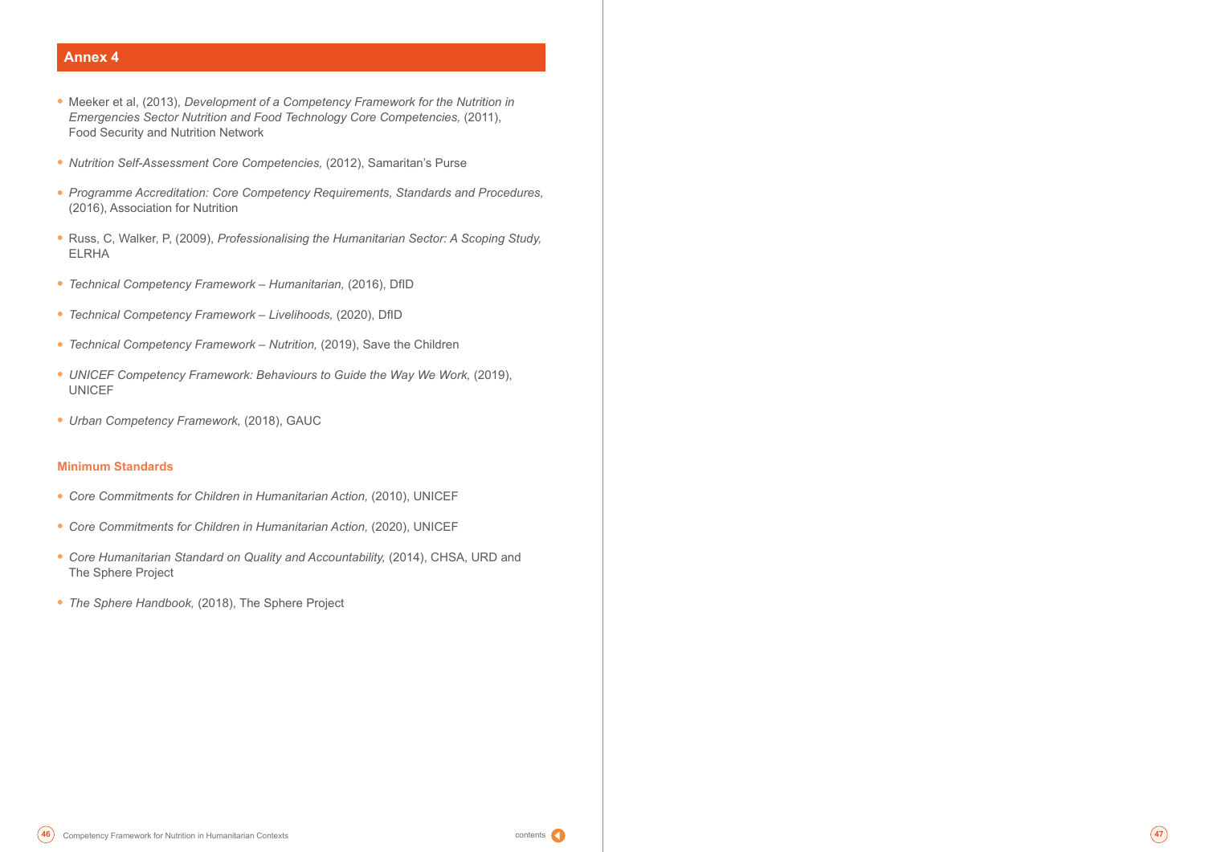## Annex 4

- Meeker et al, (2013), *Development of a Competency Framework for the Nutrition in Emergencies Sector Nutrition and Food Technology Core Competencies,* (2011), Food Security and Nutrition Network
- *Nutrition Self-Assessment Core Competencies,* (2012), Samaritan's Purse
- *Programme Accreditation: Core Competency Requirements, Standards and Procedures,* (2016), Association for Nutrition
- Russ, C, Walker, P, (2009), *Professionalising the Humanitarian Sector: A Scoping Study,* ELRHA
- *Technical Competency Framework – Humanitarian,* (2016), DfID
- *Technical Competency Framework – Livelihoods,* (2020), DfID
- *Technical Competency Framework – Nutrition,* (2019), Save the Children
- *UNICEF Competency Framework: Behaviours to Guide the Way We Work,* (2019), UNICEF
- *Urban Competency Framework,* (2018), GAUC

### Minimum Standards

- *Core Commitments for Children in Humanitarian Action,* (2010), UNICEF
- *Core Commitments for Children in Humanitarian Action,* (2020), UNICEF
- *Core Humanitarian Standard on Quality and Accountability,* (2014), CHSA, URD and The Sphere Project
- *The Sphere Handbook,* (2018), The Sphere Project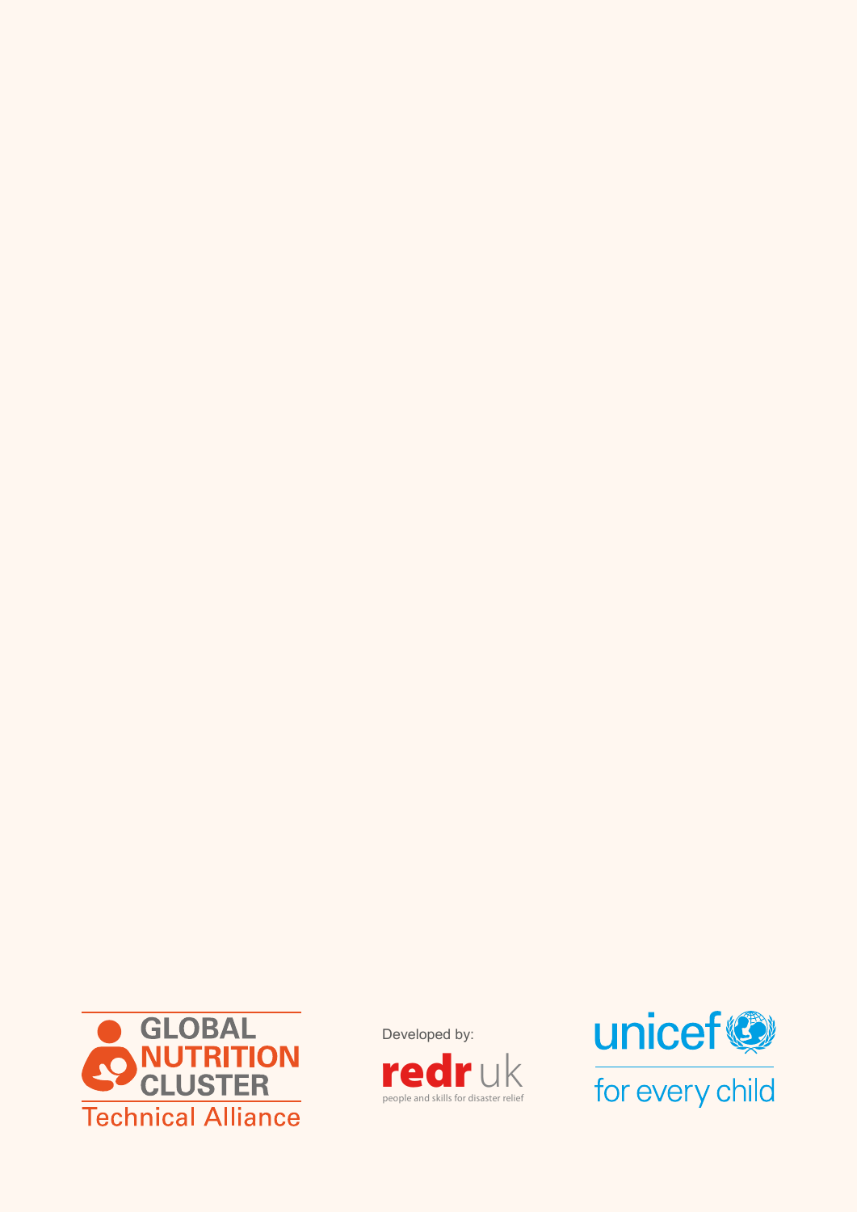GLOBAL NUTRITION CLUSTER

Technical Alliance

Developed by:

redr uk

people and skills for disaster relief

unicef

for every child